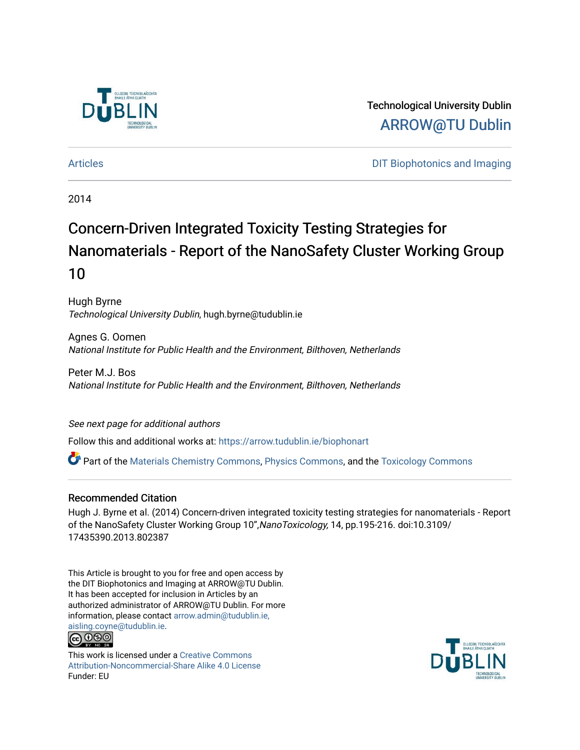Technological University Dublin
ARROW@TU Dublin

Articles | DIT Biophotonics and Imaging

2014

# Concern-Driven Integrated Toxicity Testing Strategies for Nanomaterials - Report of the NanoSafety Cluster Working Group 10

Hugh Byrne
*Technological University Dublin*, hugh.byrne@tudublin.ie

Agnes G. Oomen
*National Institute for Public Health and the Environment, Bilthoven, Netherlands*

Peter M.J. Bos
*National Institute for Public Health and the Environment, Bilthoven, Netherlands*

*See next page for additional authors*

Follow this and additional works at: https://arrow.tudublin.ie/biophonart

Part of the Materials Chemistry Commons, Physics Commons, and the Toxicology Commons

## Recommended Citation

Hugh J. Byrne et al. (2014) Concern-driven integrated toxicity testing strategies for nanomaterials - Report of the NanoSafety Cluster Working Group 10",*NanoToxicology,* 14, pp.195-216. doi:10.3109/17435390.2013.802387

This Article is brought to you for free and open access by the DIT Biophotonics and Imaging at ARROW@TU Dublin. It has been accepted for inclusion in Articles by an authorized administrator of ARROW@TU Dublin. For more information, please contact arrow.admin@tudublin.ie, aisling.coyne@tudublin.ie.

This work is licensed under a Creative Commons Attribution-Noncommercial-Share Alike 4.0 License
Funder: EU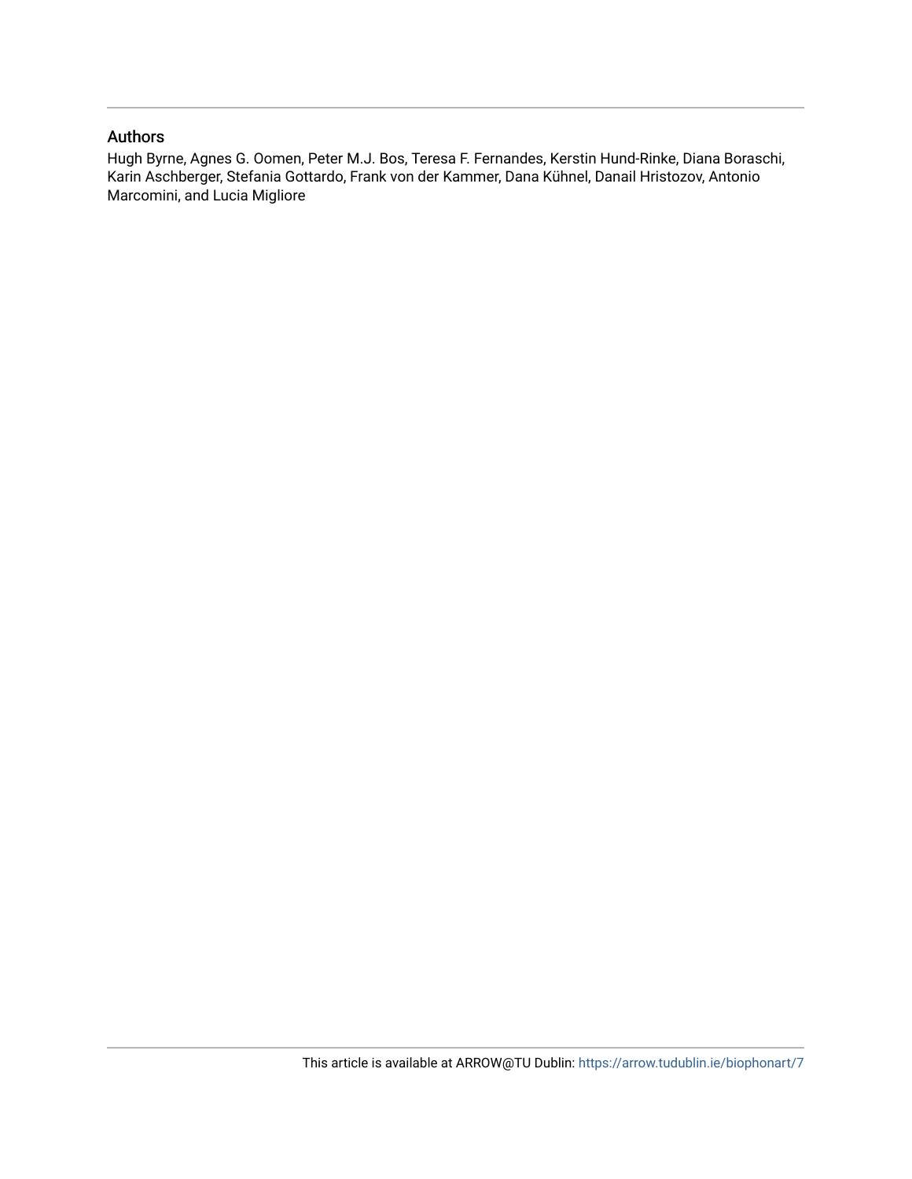## Authors

Hugh Byrne, Agnes G. Oomen, Peter M.J. Bos, Teresa F. Fernandes, Kerstin Hund-Rinke, Diana Boraschi, Karin Aschberger, Stefania Gottardo, Frank von der Kammer, Dana Kühnel, Danail Hristozov, Antonio Marcomini, and Lucia Migliore

This article is available at ARROW@TU Dublin: https://arrow.tudublin.ie/biophonart/7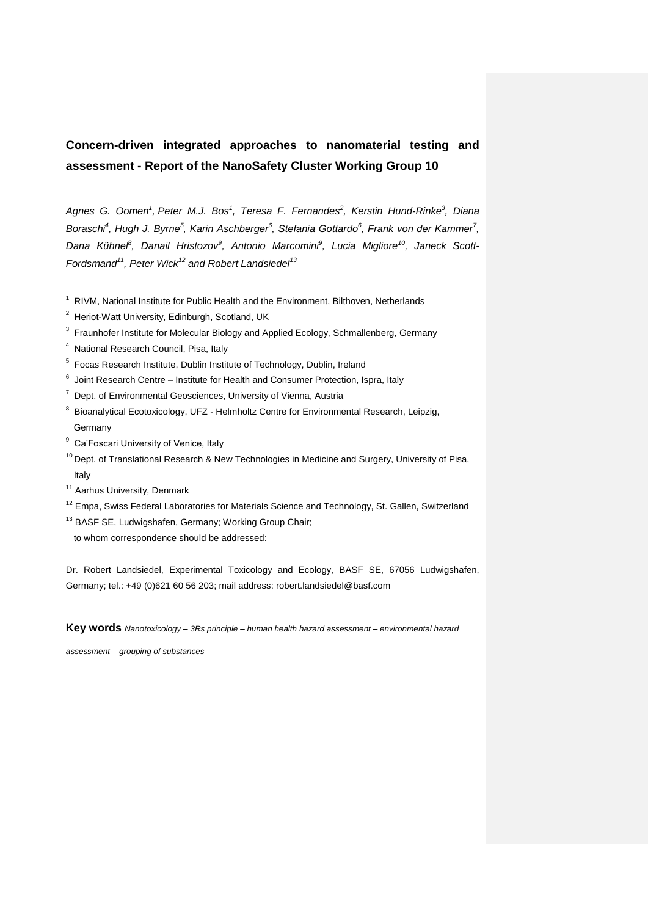# Concern-driven integrated approaches to nanomaterial testing and assessment - Report of the NanoSafety Cluster Working Group 10

*Agnes G. Oomen[1], Peter M.J. Bos[1], Teresa F. Fernandes[2], Kerstin Hund-Rinke[3], Diana Boraschi[4], Hugh J. Byrne[5], Karin Aschberger[6], Stefania Gottardo[6], Frank von der Kammer[7], Dana Kühnel[8], Danail Hristozov[9], Antonio Marcomini[9], Lucia Migliore[10], Janeck Scott-Fordsmand[11], Peter Wick[12] and Robert Landsiedel[13]*

[1] RIVM, National Institute for Public Health and the Environment, Bilthoven, Netherlands

[2] Heriot-Watt University, Edinburgh, Scotland, UK

[3] Fraunhofer Institute for Molecular Biology and Applied Ecology, Schmallenberg, Germany

[4] National Research Council, Pisa, Italy

[5] Focas Research Institute, Dublin Institute of Technology, Dublin, Ireland

[6] Joint Research Centre – Institute for Health and Consumer Protection, Ispra, Italy

[7] Dept. of Environmental Geosciences, University of Vienna, Austria

[8] Bioanalytical Ecotoxicology, UFZ - Helmholtz Centre for Environmental Research, Leipzig, Germany

[9] Ca'Foscari University of Venice, Italy

[10] Dept. of Translational Research & New Technologies in Medicine and Surgery, University of Pisa, Italy

[11] Aarhus University, Denmark

[12] Empa, Swiss Federal Laboratories for Materials Science and Technology, St. Gallen, Switzerland

[13] BASF SE, Ludwigshafen, Germany; Working Group Chair; to whom correspondence should be addressed:

Dr. Robert Landsiedel, Experimental Toxicology and Ecology, BASF SE, 67056 Ludwigshafen, Germany; tel.: +49 (0)621 60 56 203; mail address: robert.landsiedel@basf.com

**Key words** *Nanotoxicology – 3Rs principle – human health hazard assessment – environmental hazard assessment – grouping of substances*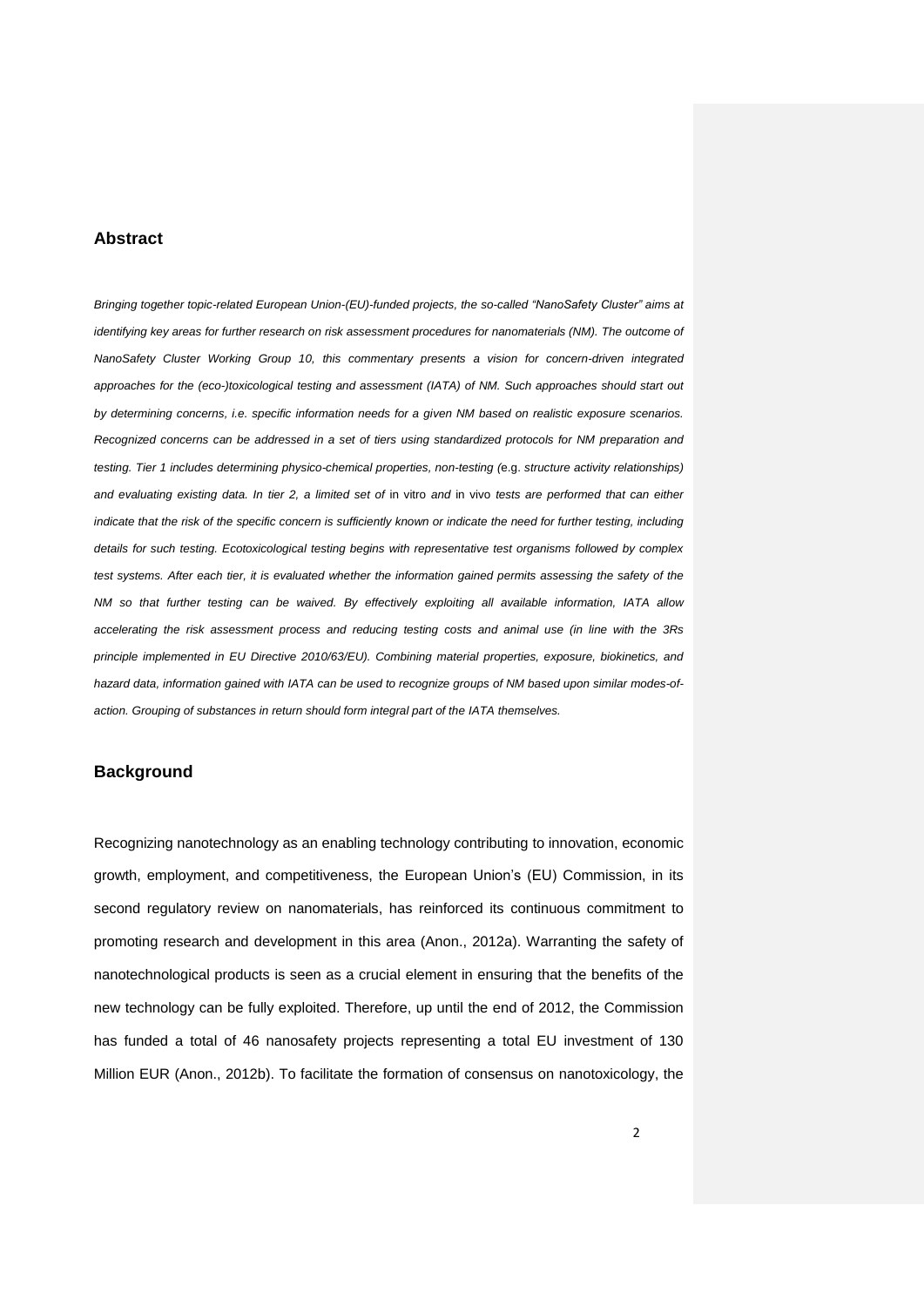## Abstract

*Bringing together topic-related European Union-(EU)-funded projects, the so-called "NanoSafety Cluster" aims at identifying key areas for further research on risk assessment procedures for nanomaterials (NM). The outcome of NanoSafety Cluster Working Group 10, this commentary presents a vision for concern-driven integrated approaches for the (eco-)toxicological testing and assessment (IATA) of NM. Such approaches should start out by determining concerns, i.e. specific information needs for a given NM based on realistic exposure scenarios. Recognized concerns can be addressed in a set of tiers using standardized protocols for NM preparation and testing. Tier 1 includes determining physico-chemical properties, non-testing (*e.g. *structure activity relationships) and evaluating existing data. In tier 2, a limited set of* in vitro *and* in vivo *tests are performed that can either indicate that the risk of the specific concern is sufficiently known or indicate the need for further testing, including details for such testing. Ecotoxicological testing begins with representative test organisms followed by complex test systems. After each tier, it is evaluated whether the information gained permits assessing the safety of the NM so that further testing can be waived. By effectively exploiting all available information, IATA allow accelerating the risk assessment process and reducing testing costs and animal use (in line with the 3Rs principle implemented in EU Directive 2010/63/EU). Combining material properties, exposure, biokinetics, and hazard data, information gained with IATA can be used to recognize groups of NM based upon similar modes-of-action. Grouping of substances in return should form integral part of the IATA themselves.*

## Background

Recognizing nanotechnology as an enabling technology contributing to innovation, economic growth, employment, and competitiveness, the European Union's (EU) Commission, in its second regulatory review on nanomaterials, has reinforced its continuous commitment to promoting research and development in this area (Anon., 2012a). Warranting the safety of nanotechnological products is seen as a crucial element in ensuring that the benefits of the new technology can be fully exploited. Therefore, up until the end of 2012, the Commission has funded a total of 46 nanosafety projects representing a total EU investment of 130 Million EUR (Anon., 2012b). To facilitate the formation of consensus on nanotoxicology, the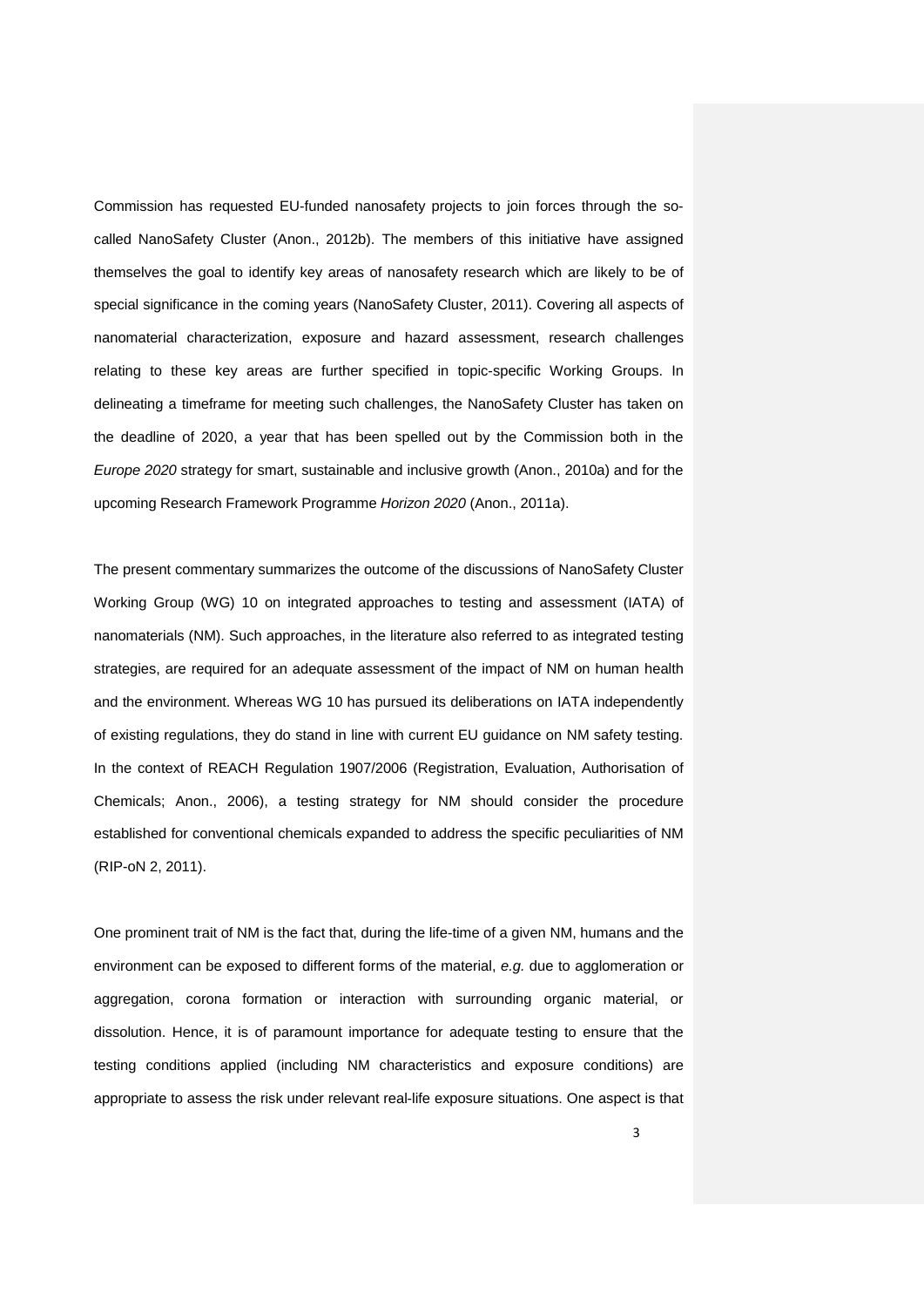Commission has requested EU-funded nanosafety projects to join forces through the so-called NanoSafety Cluster (Anon., 2012b). The members of this initiative have assigned themselves the goal to identify key areas of nanosafety research which are likely to be of special significance in the coming years (NanoSafety Cluster, 2011). Covering all aspects of nanomaterial characterization, exposure and hazard assessment, research challenges relating to these key areas are further specified in topic-specific Working Groups. In delineating a timeframe for meeting such challenges, the NanoSafety Cluster has taken on the deadline of 2020, a year that has been spelled out by the Commission both in the *Europe 2020* strategy for smart, sustainable and inclusive growth (Anon., 2010a) and for the upcoming Research Framework Programme *Horizon 2020* (Anon., 2011a).

The present commentary summarizes the outcome of the discussions of NanoSafety Cluster Working Group (WG) 10 on integrated approaches to testing and assessment (IATA) of nanomaterials (NM). Such approaches, in the literature also referred to as integrated testing strategies, are required for an adequate assessment of the impact of NM on human health and the environment. Whereas WG 10 has pursued its deliberations on IATA independently of existing regulations, they do stand in line with current EU guidance on NM safety testing. In the context of REACH Regulation 1907/2006 (Registration, Evaluation, Authorisation of Chemicals; Anon., 2006), a testing strategy for NM should consider the procedure established for conventional chemicals expanded to address the specific peculiarities of NM (RIP-oN 2, 2011).

One prominent trait of NM is the fact that, during the life-time of a given NM, humans and the environment can be exposed to different forms of the material, *e.g.* due to agglomeration or aggregation, corona formation or interaction with surrounding organic material, or dissolution. Hence, it is of paramount importance for adequate testing to ensure that the testing conditions applied (including NM characteristics and exposure conditions) are appropriate to assess the risk under relevant real-life exposure situations. One aspect is that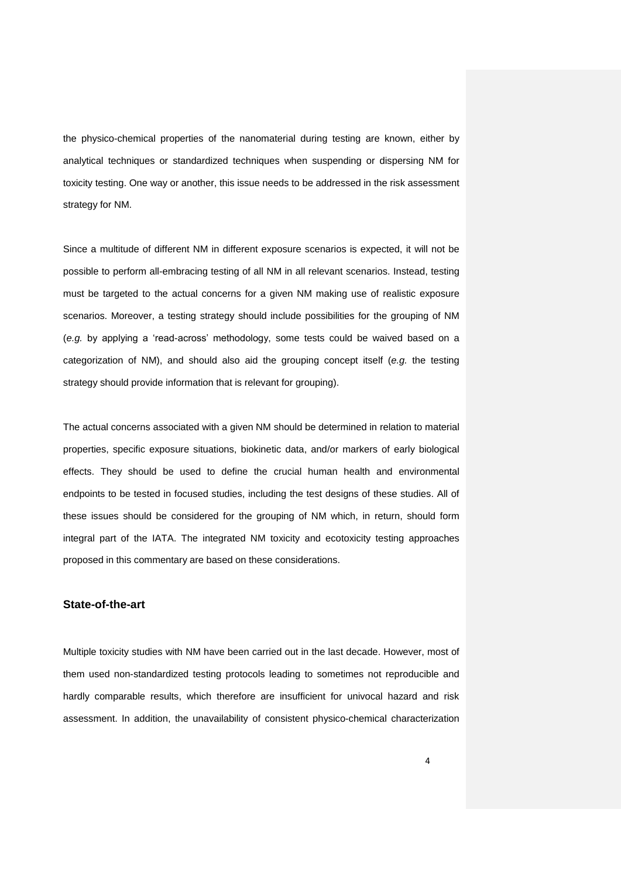the physico-chemical properties of the nanomaterial during testing are known, either by analytical techniques or standardized techniques when suspending or dispersing NM for toxicity testing. One way or another, this issue needs to be addressed in the risk assessment strategy for NM.

Since a multitude of different NM in different exposure scenarios is expected, it will not be possible to perform all-embracing testing of all NM in all relevant scenarios. Instead, testing must be targeted to the actual concerns for a given NM making use of realistic exposure scenarios. Moreover, a testing strategy should include possibilities for the grouping of NM (*e.g.* by applying a 'read-across' methodology, some tests could be waived based on a categorization of NM), and should also aid the grouping concept itself (*e.g.* the testing strategy should provide information that is relevant for grouping).

The actual concerns associated with a given NM should be determined in relation to material properties, specific exposure situations, biokinetic data, and/or markers of early biological effects. They should be used to define the crucial human health and environmental endpoints to be tested in focused studies, including the test designs of these studies. All of these issues should be considered for the grouping of NM which, in return, should form integral part of the IATA. The integrated NM toxicity and ecotoxicity testing approaches proposed in this commentary are based on these considerations.

## State-of-the-art

Multiple toxicity studies with NM have been carried out in the last decade. However, most of them used non-standardized testing protocols leading to sometimes not reproducible and hardly comparable results, which therefore are insufficient for univocal hazard and risk assessment. In addition, the unavailability of consistent physico-chemical characterization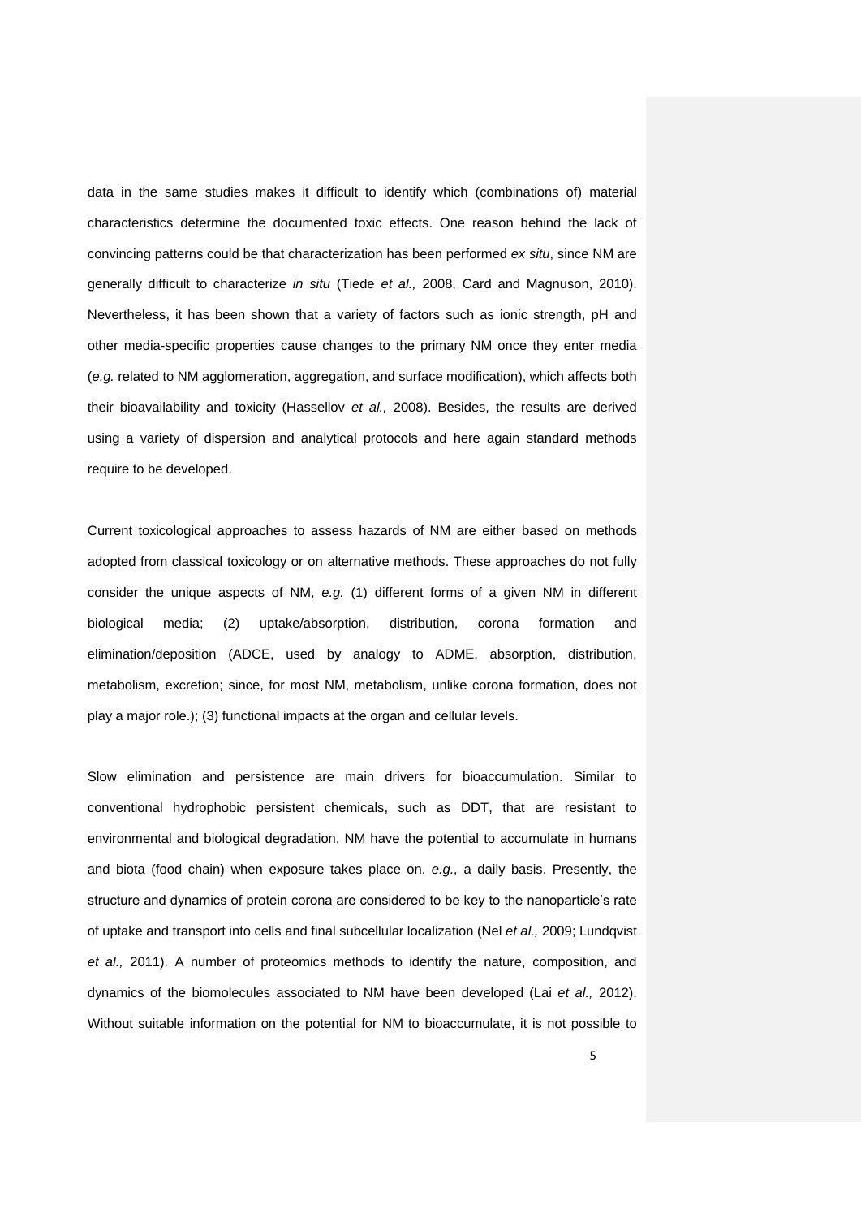data in the same studies makes it difficult to identify which (combinations of) material characteristics determine the documented toxic effects. One reason behind the lack of convincing patterns could be that characterization has been performed *ex situ*, since NM are generally difficult to characterize *in situ* (Tiede *et al.,* 2008, Card and Magnuson, 2010). Nevertheless, it has been shown that a variety of factors such as ionic strength, pH and other media-specific properties cause changes to the primary NM once they enter media (*e.g.* related to NM agglomeration, aggregation, and surface modification), which affects both their bioavailability and toxicity (Hassellov *et al.,* 2008). Besides, the results are derived using a variety of dispersion and analytical protocols and here again standard methods require to be developed.

Current toxicological approaches to assess hazards of NM are either based on methods adopted from classical toxicology or on alternative methods. These approaches do not fully consider the unique aspects of NM, *e.g.* (1) different forms of a given NM in different biological media; (2) uptake/absorption, distribution, corona formation and elimination/deposition (ADCE, used by analogy to ADME, absorption, distribution, metabolism, excretion; since, for most NM, metabolism, unlike corona formation, does not play a major role.); (3) functional impacts at the organ and cellular levels.

Slow elimination and persistence are main drivers for bioaccumulation. Similar to conventional hydrophobic persistent chemicals, such as DDT, that are resistant to environmental and biological degradation, NM have the potential to accumulate in humans and biota (food chain) when exposure takes place on, *e.g.,* a daily basis. Presently, the structure and dynamics of protein corona are considered to be key to the nanoparticle's rate of uptake and transport into cells and final subcellular localization (Nel *et al.,* 2009; Lundqvist *et al.,* 2011). A number of proteomics methods to identify the nature, composition, and dynamics of the biomolecules associated to NM have been developed (Lai *et al.,* 2012). Without suitable information on the potential for NM to bioaccumulate, it is not possible to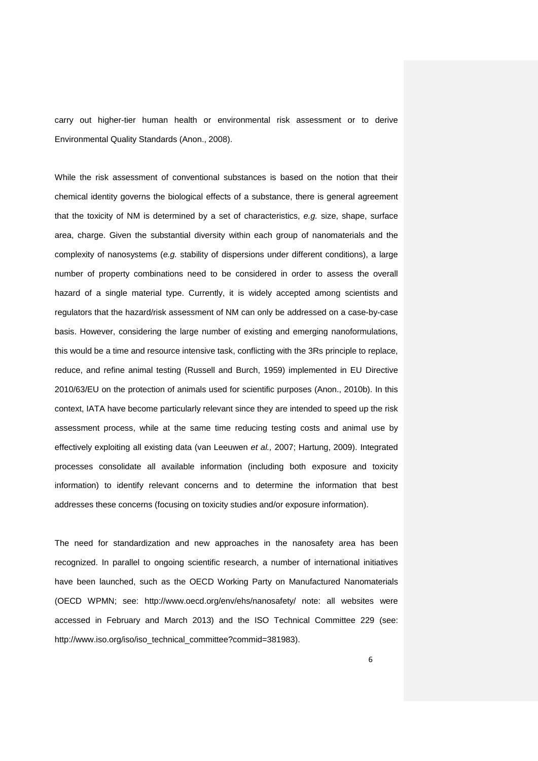carry out higher-tier human health or environmental risk assessment or to derive Environmental Quality Standards (Anon., 2008).

While the risk assessment of conventional substances is based on the notion that their chemical identity governs the biological effects of a substance, there is general agreement that the toxicity of NM is determined by a set of characteristics, *e.g.* size, shape, surface area, charge. Given the substantial diversity within each group of nanomaterials and the complexity of nanosystems (*e.g.* stability of dispersions under different conditions), a large number of property combinations need to be considered in order to assess the overall hazard of a single material type. Currently, it is widely accepted among scientists and regulators that the hazard/risk assessment of NM can only be addressed on a case-by-case basis. However, considering the large number of existing and emerging nanoformulations, this would be a time and resource intensive task, conflicting with the 3Rs principle to replace, reduce, and refine animal testing (Russell and Burch, 1959) implemented in EU Directive 2010/63/EU on the protection of animals used for scientific purposes (Anon., 2010b). In this context, IATA have become particularly relevant since they are intended to speed up the risk assessment process, while at the same time reducing testing costs and animal use by effectively exploiting all existing data (van Leeuwen *et al.,* 2007; Hartung, 2009). Integrated processes consolidate all available information (including both exposure and toxicity information) to identify relevant concerns and to determine the information that best addresses these concerns (focusing on toxicity studies and/or exposure information).

The need for standardization and new approaches in the nanosafety area has been recognized. In parallel to ongoing scientific research, a number of international initiatives have been launched, such as the OECD Working Party on Manufactured Nanomaterials (OECD WPMN; see: http://www.oecd.org/env/ehs/nanosafety/ note: all websites were accessed in February and March 2013) and the ISO Technical Committee 229 (see: http://www.iso.org/iso/iso_technical_committee?commid=381983).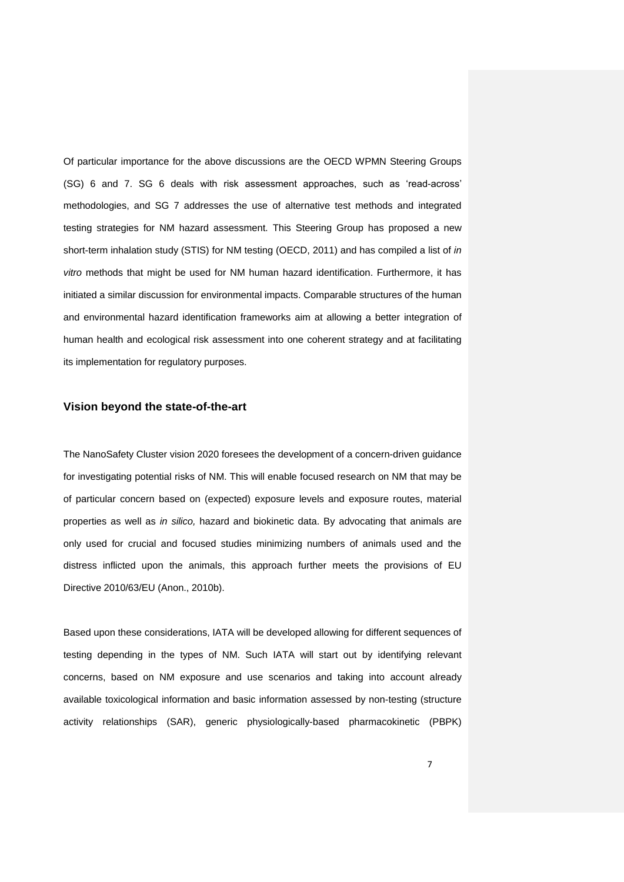Of particular importance for the above discussions are the OECD WPMN Steering Groups (SG) 6 and 7. SG 6 deals with risk assessment approaches, such as 'read-across' methodologies, and SG 7 addresses the use of alternative test methods and integrated testing strategies for NM hazard assessment. This Steering Group has proposed a new short-term inhalation study (STIS) for NM testing (OECD, 2011) and has compiled a list of *in vitro* methods that might be used for NM human hazard identification. Furthermore, it has initiated a similar discussion for environmental impacts. Comparable structures of the human and environmental hazard identification frameworks aim at allowing a better integration of human health and ecological risk assessment into one coherent strategy and at facilitating its implementation for regulatory purposes.

## Vision beyond the state-of-the-art

The NanoSafety Cluster vision 2020 foresees the development of a concern-driven guidance for investigating potential risks of NM. This will enable focused research on NM that may be of particular concern based on (expected) exposure levels and exposure routes, material properties as well as *in silico,* hazard and biokinetic data. By advocating that animals are only used for crucial and focused studies minimizing numbers of animals used and the distress inflicted upon the animals, this approach further meets the provisions of EU Directive 2010/63/EU (Anon., 2010b).

Based upon these considerations, IATA will be developed allowing for different sequences of testing depending in the types of NM. Such IATA will start out by identifying relevant concerns, based on NM exposure and use scenarios and taking into account already available toxicological information and basic information assessed by non-testing (structure activity relationships (SAR), generic physiologically-based pharmacokinetic (PBPK)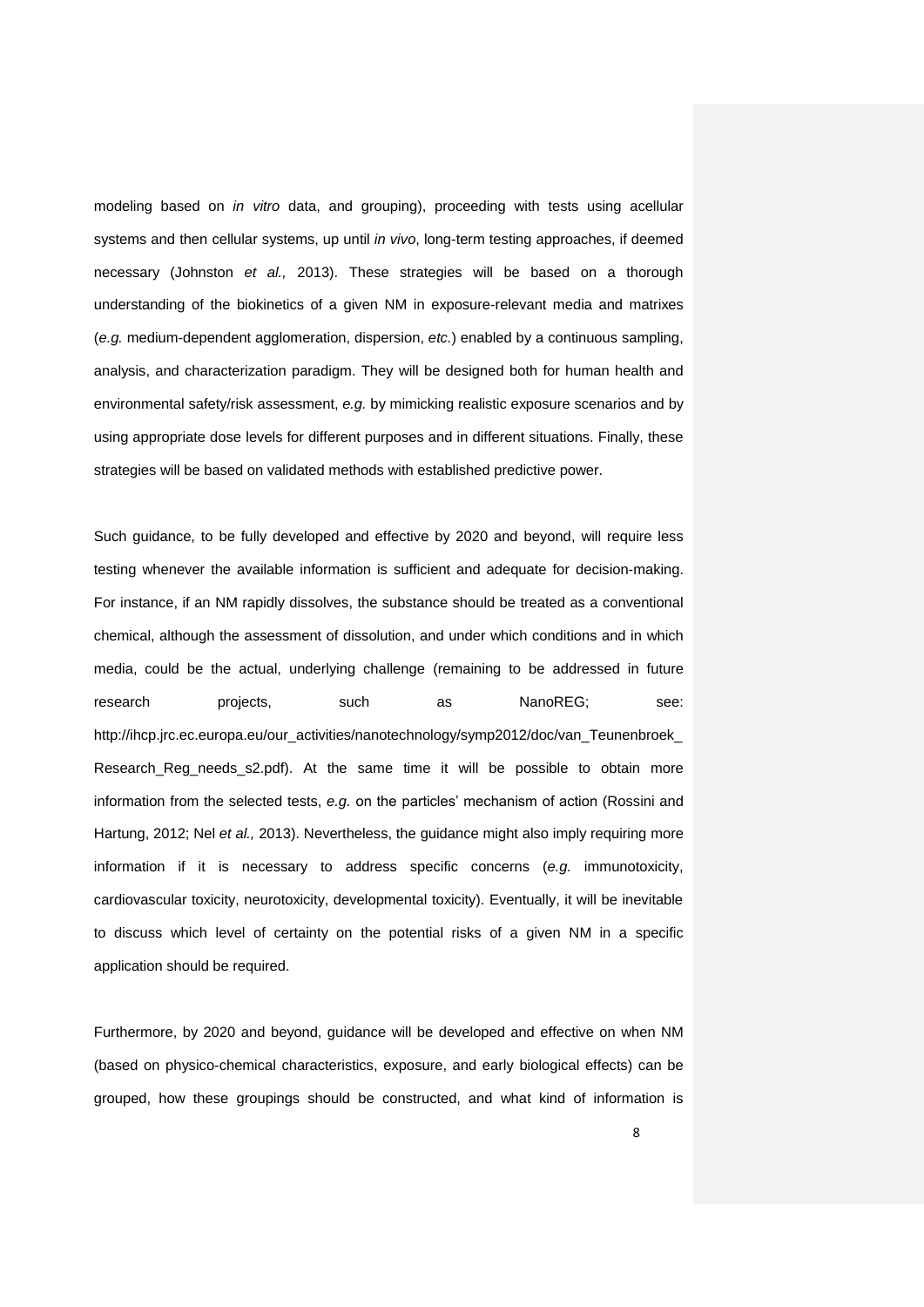modeling based on *in vitro* data, and grouping), proceeding with tests using acellular systems and then cellular systems, up until *in vivo*, long-term testing approaches, if deemed necessary (Johnston *et al.,* 2013). These strategies will be based on a thorough understanding of the biokinetics of a given NM in exposure-relevant media and matrixes (*e.g.* medium-dependent agglomeration, dispersion, *etc.*) enabled by a continuous sampling, analysis, and characterization paradigm. They will be designed both for human health and environmental safety/risk assessment, *e.g.* by mimicking realistic exposure scenarios and by using appropriate dose levels for different purposes and in different situations. Finally, these strategies will be based on validated methods with established predictive power.

Such guidance, to be fully developed and effective by 2020 and beyond, will require less testing whenever the available information is sufficient and adequate for decision-making. For instance, if an NM rapidly dissolves, the substance should be treated as a conventional chemical, although the assessment of dissolution, and under which conditions and in which media, could be the actual, underlying challenge (remaining to be addressed in future research projects, such as NanoREG; see: http://ihcp.jrc.ec.europa.eu/our_activities/nanotechnology/symp2012/doc/van_Teunenbroek_Research_Reg_needs_s2.pdf). At the same time it will be possible to obtain more information from the selected tests, *e.g.* on the particles' mechanism of action (Rossini and Hartung, 2012; Nel *et al.,* 2013). Nevertheless, the guidance might also imply requiring more information if it is necessary to address specific concerns (*e.g.* immunotoxicity, cardiovascular toxicity, neurotoxicity, developmental toxicity). Eventually, it will be inevitable to discuss which level of certainty on the potential risks of a given NM in a specific application should be required.

Furthermore, by 2020 and beyond, guidance will be developed and effective on when NM (based on physico-chemical characteristics, exposure, and early biological effects) can be grouped, how these groupings should be constructed, and what kind of information is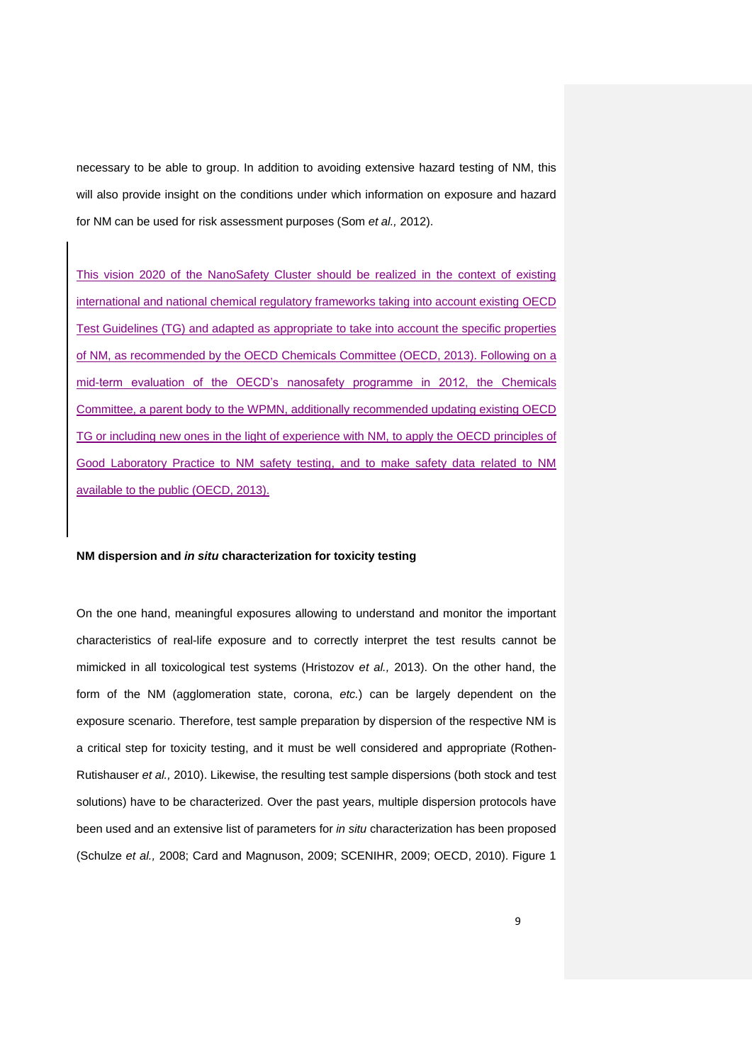necessary to be able to group. In addition to avoiding extensive hazard testing of NM, this will also provide insight on the conditions under which information on exposure and hazard for NM can be used for risk assessment purposes (Som *et al.,* 2012).

This vision 2020 of the NanoSafety Cluster should be realized in the context of existing international and national chemical regulatory frameworks taking into account existing OECD Test Guidelines (TG) and adapted as appropriate to take into account the specific properties of NM, as recommended by the OECD Chemicals Committee (OECD, 2013). Following on a mid-term evaluation of the OECD's nanosafety programme in 2012, the Chemicals Committee, a parent body to the WPMN, additionally recommended updating existing OECD TG or including new ones in the light of experience with NM, to apply the OECD principles of Good Laboratory Practice to NM safety testing, and to make safety data related to NM available to the public (OECD, 2013).

**NM dispersion and *in situ* characterization for toxicity testing**

On the one hand, meaningful exposures allowing to understand and monitor the important characteristics of real-life exposure and to correctly interpret the test results cannot be mimicked in all toxicological test systems (Hristozov *et al.,* 2013). On the other hand, the form of the NM (agglomeration state, corona, *etc.*) can be largely dependent on the exposure scenario. Therefore, test sample preparation by dispersion of the respective NM is a critical step for toxicity testing, and it must be well considered and appropriate (Rothen-Rutishauser *et al.,* 2010). Likewise, the resulting test sample dispersions (both stock and test solutions) have to be characterized. Over the past years, multiple dispersion protocols have been used and an extensive list of parameters for *in situ* characterization has been proposed (Schulze *et al.,* 2008; Card and Magnuson, 2009; SCENIHR, 2009; OECD, 2010). Figure 1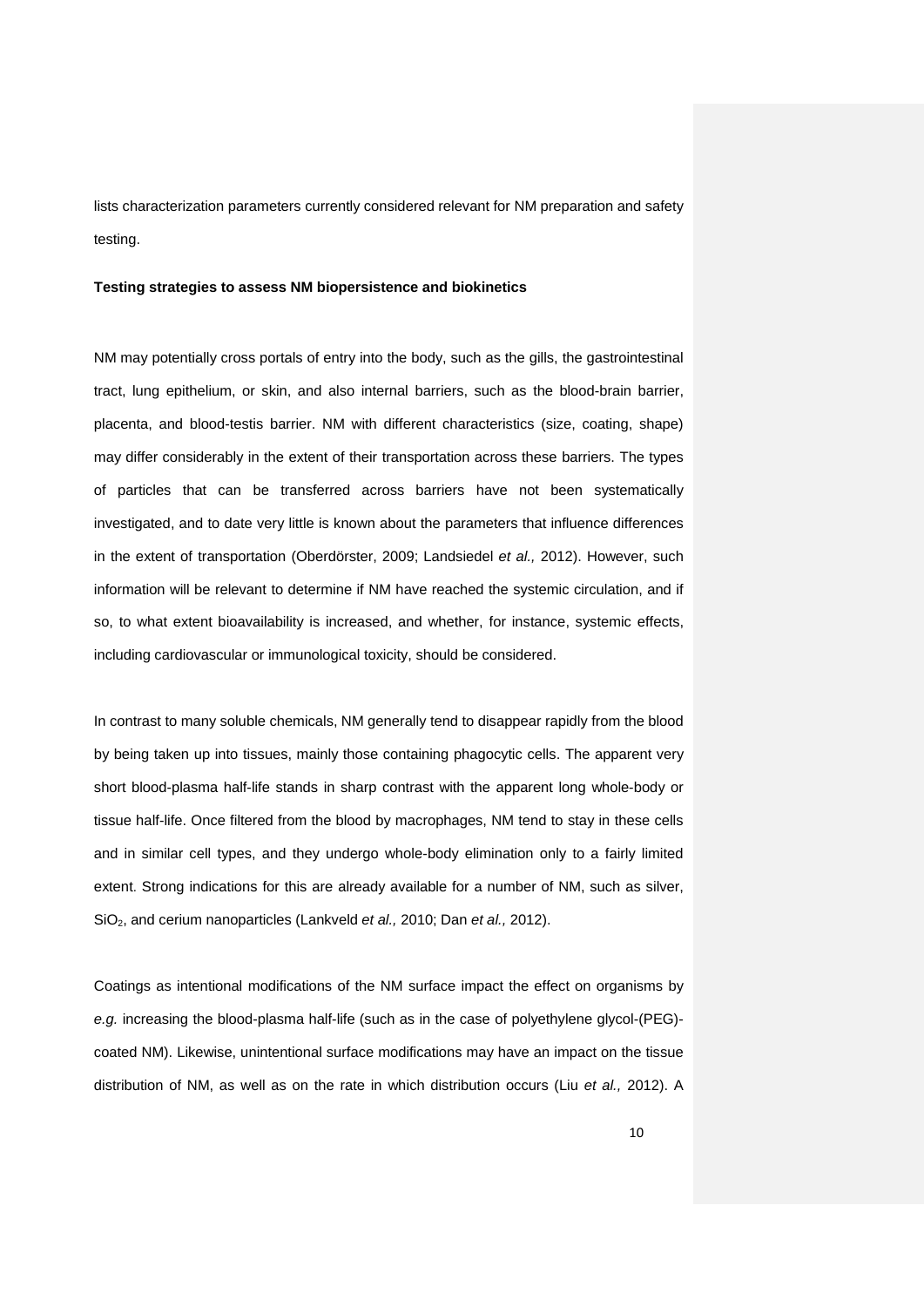lists characterization parameters currently considered relevant for NM preparation and safety testing.

**Testing strategies to assess NM biopersistence and biokinetics**

NM may potentially cross portals of entry into the body, such as the gills, the gastrointestinal tract, lung epithelium, or skin, and also internal barriers, such as the blood-brain barrier, placenta, and blood-testis barrier. NM with different characteristics (size, coating, shape) may differ considerably in the extent of their transportation across these barriers. The types of particles that can be transferred across barriers have not been systematically investigated, and to date very little is known about the parameters that influence differences in the extent of transportation (Oberdörster, 2009; Landsiedel *et al.,* 2012). However, such information will be relevant to determine if NM have reached the systemic circulation, and if so, to what extent bioavailability is increased, and whether, for instance, systemic effects, including cardiovascular or immunological toxicity, should be considered.

In contrast to many soluble chemicals, NM generally tend to disappear rapidly from the blood by being taken up into tissues, mainly those containing phagocytic cells. The apparent very short blood-plasma half-life stands in sharp contrast with the apparent long whole-body or tissue half-life. Once filtered from the blood by macrophages, NM tend to stay in these cells and in similar cell types, and they undergo whole-body elimination only to a fairly limited extent. Strong indications for this are already available for a number of NM, such as silver, $SiO_2$, and cerium nanoparticles (Lankveld *et al.,* 2010; Dan *et al.,* 2012).

Coatings as intentional modifications of the NM surface impact the effect on organisms by *e.g.* increasing the blood-plasma half-life (such as in the case of polyethylene glycol-(PEG)-coated NM). Likewise, unintentional surface modifications may have an impact on the tissue distribution of NM, as well as on the rate in which distribution occurs (Liu *et al.,* 2012). A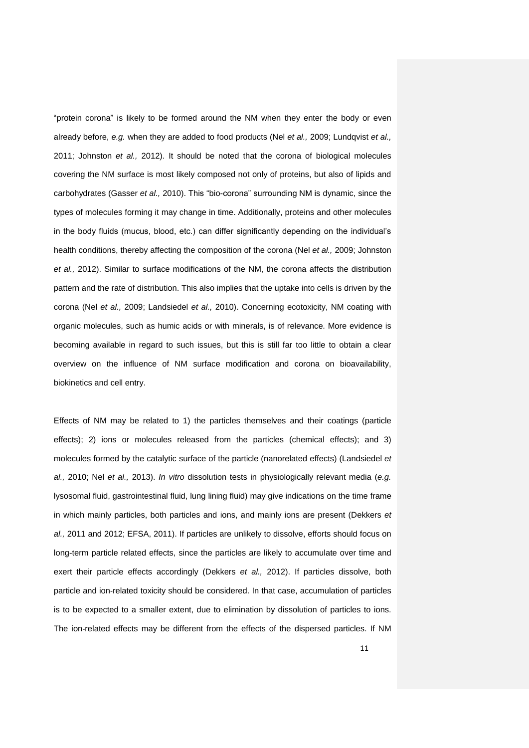"protein corona" is likely to be formed around the NM when they enter the body or even already before, *e.g.* when they are added to food products (Nel *et al.,* 2009; Lundqvist *et al.,* 2011; Johnston *et al.,* 2012). It should be noted that the corona of biological molecules covering the NM surface is most likely composed not only of proteins, but also of lipids and carbohydrates (Gasser *et al.,* 2010). This "bio-corona" surrounding NM is dynamic, since the types of molecules forming it may change in time. Additionally, proteins and other molecules in the body fluids (mucus, blood, etc.) can differ significantly depending on the individual's health conditions, thereby affecting the composition of the corona (Nel *et al.,* 2009; Johnston *et al.,* 2012). Similar to surface modifications of the NM, the corona affects the distribution pattern and the rate of distribution. This also implies that the uptake into cells is driven by the corona (Nel *et al.,* 2009; Landsiedel *et al.,* 2010). Concerning ecotoxicity, NM coating with organic molecules, such as humic acids or with minerals, is of relevance. More evidence is becoming available in regard to such issues, but this is still far too little to obtain a clear overview on the influence of NM surface modification and corona on bioavailability, biokinetics and cell entry.

Effects of NM may be related to 1) the particles themselves and their coatings (particle effects); 2) ions or molecules released from the particles (chemical effects); and 3) molecules formed by the catalytic surface of the particle (nanorelated effects) (Landsiedel *et al.,* 2010; Nel *et al.,* 2013). *In vitro* dissolution tests in physiologically relevant media (*e.g.* lysosomal fluid, gastrointestinal fluid, lung lining fluid) may give indications on the time frame in which mainly particles, both particles and ions, and mainly ions are present (Dekkers *et al.,* 2011 and 2012; EFSA, 2011). If particles are unlikely to dissolve, efforts should focus on long-term particle related effects, since the particles are likely to accumulate over time and exert their particle effects accordingly (Dekkers *et al.,* 2012). If particles dissolve, both particle and ion-related toxicity should be considered. In that case, accumulation of particles is to be expected to a smaller extent, due to elimination by dissolution of particles to ions. The ion-related effects may be different from the effects of the dispersed particles. If NM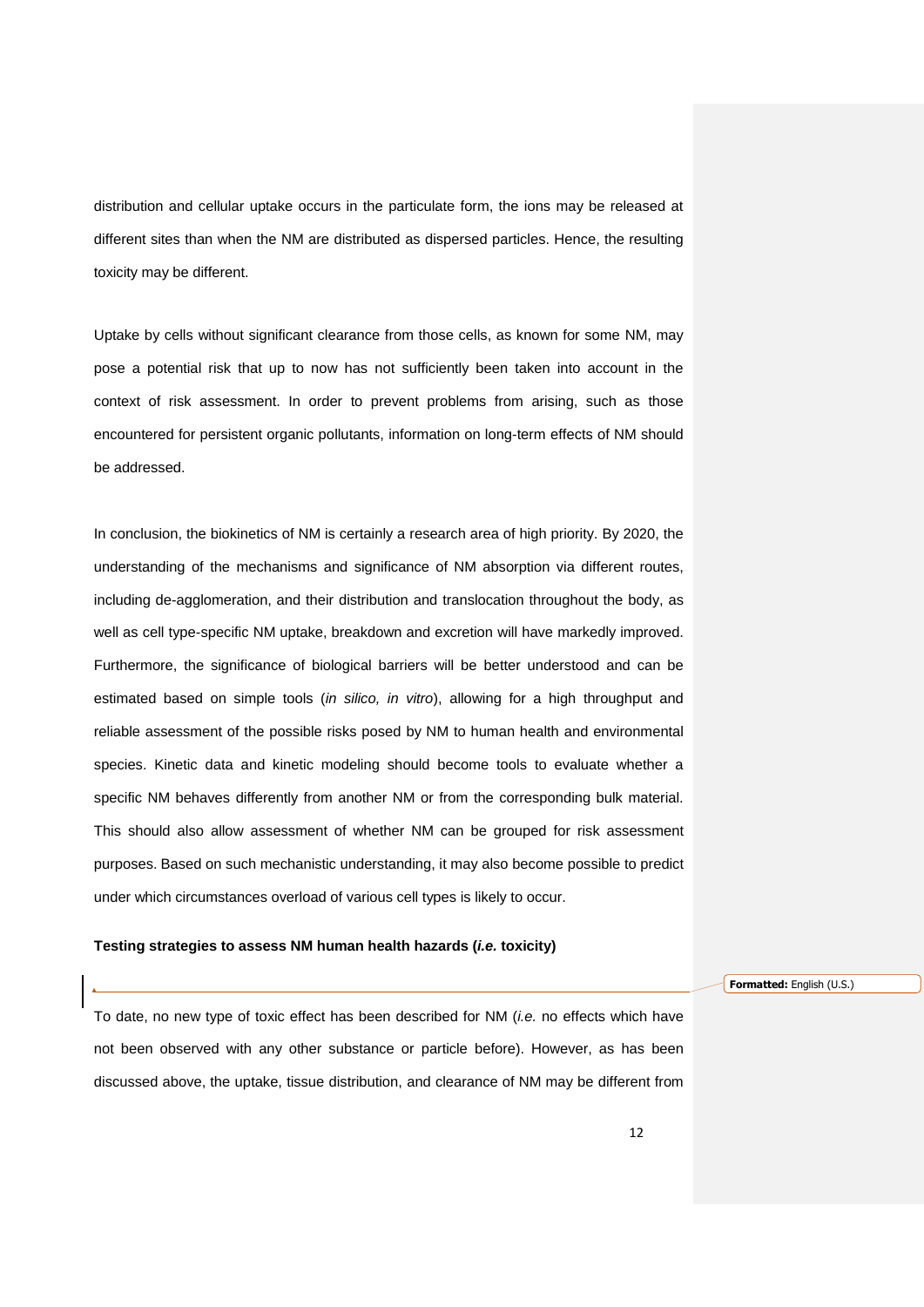distribution and cellular uptake occurs in the particulate form, the ions may be released at different sites than when the NM are distributed as dispersed particles. Hence, the resulting toxicity may be different.

Uptake by cells without significant clearance from those cells, as known for some NM, may pose a potential risk that up to now has not sufficiently been taken into account in the context of risk assessment. In order to prevent problems from arising, such as those encountered for persistent organic pollutants, information on long-term effects of NM should be addressed.

In conclusion, the biokinetics of NM is certainly a research area of high priority. By 2020, the understanding of the mechanisms and significance of NM absorption via different routes, including de-agglomeration, and their distribution and translocation throughout the body, as well as cell type-specific NM uptake, breakdown and excretion will have markedly improved. Furthermore, the significance of biological barriers will be better understood and can be estimated based on simple tools (*in silico, in vitro*), allowing for a high throughput and reliable assessment of the possible risks posed by NM to human health and environmental species. Kinetic data and kinetic modeling should become tools to evaluate whether a specific NM behaves differently from another NM or from the corresponding bulk material. This should also allow assessment of whether NM can be grouped for risk assessment purposes. Based on such mechanistic understanding, it may also become possible to predict under which circumstances overload of various cell types is likely to occur.

**Testing strategies to assess NM human health hazards (*i.e.* toxicity)**

To date, no new type of toxic effect has been described for NM (*i.e.* no effects which have not been observed with any other substance or particle before). However, as has been discussed above, the uptake, tissue distribution, and clearance of NM may be different from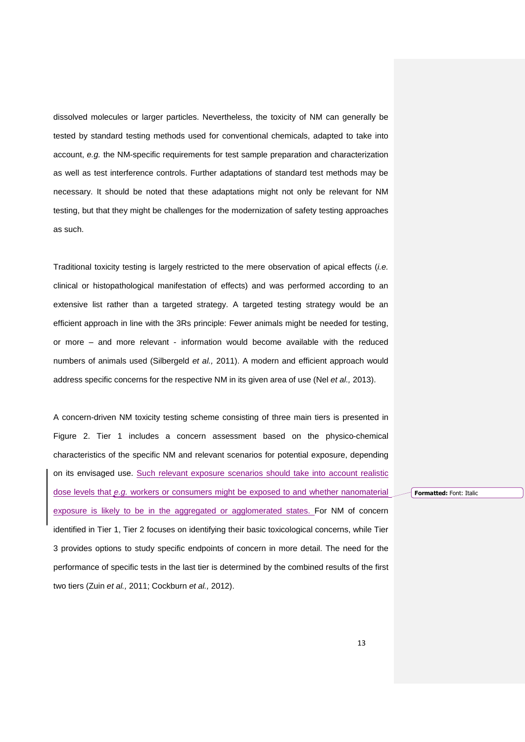dissolved molecules or larger particles. Nevertheless, the toxicity of NM can generally be tested by standard testing methods used for conventional chemicals, adapted to take into account, *e.g.* the NM-specific requirements for test sample preparation and characterization as well as test interference controls. Further adaptations of standard test methods may be necessary. It should be noted that these adaptations might not only be relevant for NM testing, but that they might be challenges for the modernization of safety testing approaches as such.

Traditional toxicity testing is largely restricted to the mere observation of apical effects (*i.e.* clinical or histopathological manifestation of effects) and was performed according to an extensive list rather than a targeted strategy. A targeted testing strategy would be an efficient approach in line with the 3Rs principle: Fewer animals might be needed for testing, or more – and more relevant - information would become available with the reduced numbers of animals used (Silbergeld *et al.,* 2011). A modern and efficient approach would address specific concerns for the respective NM in its given area of use (Nel *et al.,* 2013).

A concern-driven NM toxicity testing scheme consisting of three main tiers is presented in Figure 2. Tier 1 includes a concern assessment based on the physico-chemical characteristics of the specific NM and relevant scenarios for potential exposure, depending on its envisaged use. Such relevant exposure scenarios should take into account realistic dose levels that *e.g.* workers or consumers might be exposed to and whether nanomaterial exposure is likely to be in the aggregated or agglomerated states. For NM of concern identified in Tier 1, Tier 2 focuses on identifying their basic toxicological concerns, while Tier 3 provides options to study specific endpoints of concern in more detail. The need for the performance of specific tests in the last tier is determined by the combined results of the first two tiers (Zuin *et al.,* 2011; Cockburn *et al.,* 2012).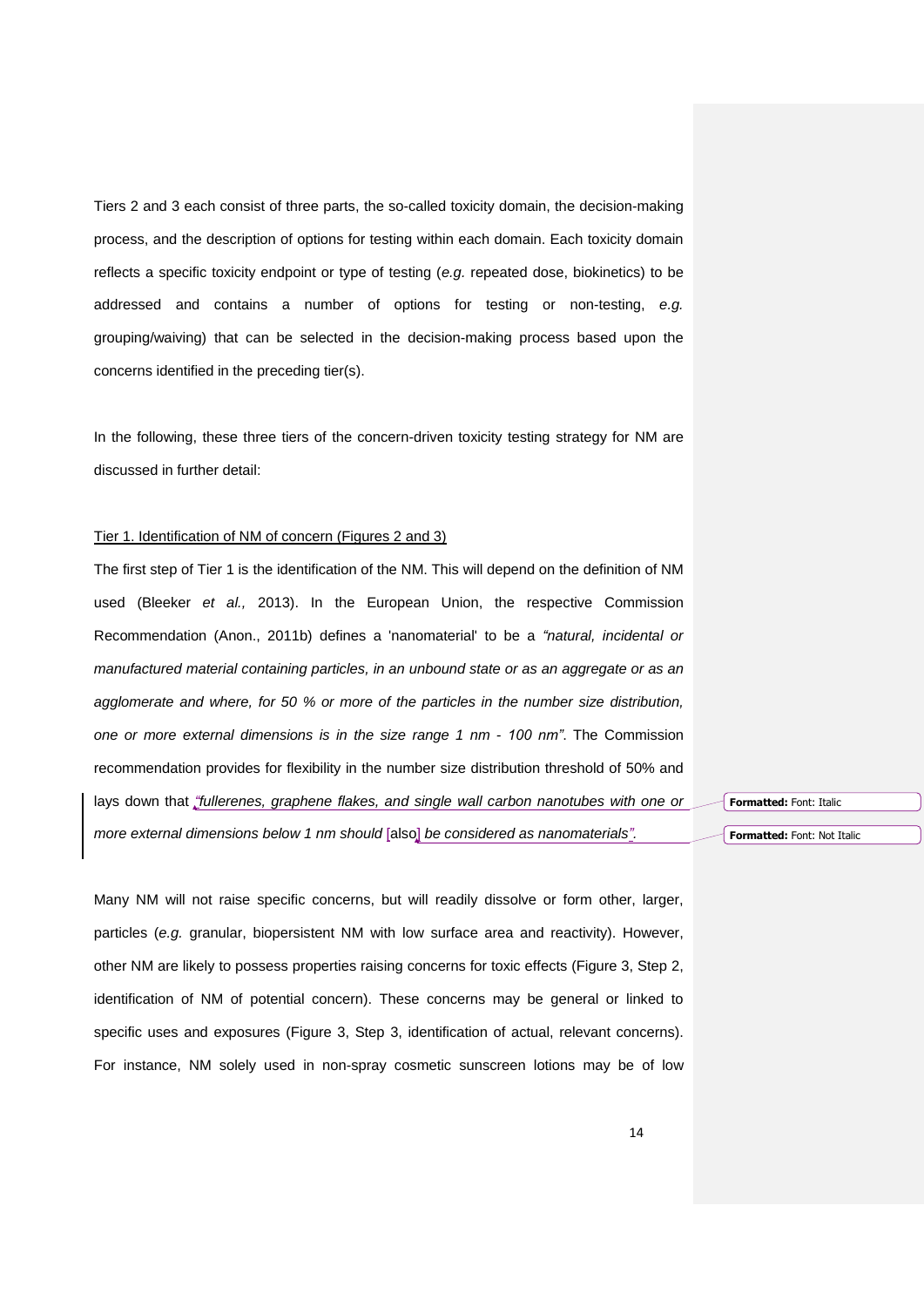Tiers 2 and 3 each consist of three parts, the so-called toxicity domain, the decision-making process, and the description of options for testing within each domain. Each toxicity domain reflects a specific toxicity endpoint or type of testing (*e.g.* repeated dose, biokinetics) to be addressed and contains a number of options for testing or non-testing, *e.g.* grouping/waiving) that can be selected in the decision-making process based upon the concerns identified in the preceding tier(s).

In the following, these three tiers of the concern-driven toxicity testing strategy for NM are discussed in further detail:

Tier 1. Identification of NM of concern (Figures 2 and 3)

The first step of Tier 1 is the identification of the NM. This will depend on the definition of NM used (Bleeker *et al.,* 2013). In the European Union, the respective Commission Recommendation (Anon., 2011b) defines a 'nanomaterial' to be a *"natural, incidental or manufactured material containing particles, in an unbound state or as an aggregate or as an agglomerate and where, for 50 % or more of the particles in the number size distribution, one or more external dimensions is in the size range 1 nm - 100 nm"*. The Commission recommendation provides for flexibility in the number size distribution threshold of 50% and lays down that *"fullerenes, graphene flakes, and single wall carbon nanotubes with one or more external dimensions below 1 nm should* [also] *be considered as nanomaterials".*

Many NM will not raise specific concerns, but will readily dissolve or form other, larger, particles (*e.g.* granular, biopersistent NM with low surface area and reactivity). However, other NM are likely to possess properties raising concerns for toxic effects (Figure 3, Step 2, identification of NM of potential concern). These concerns may be general or linked to specific uses and exposures (Figure 3, Step 3, identification of actual, relevant concerns). For instance, NM solely used in non-spray cosmetic sunscreen lotions may be of low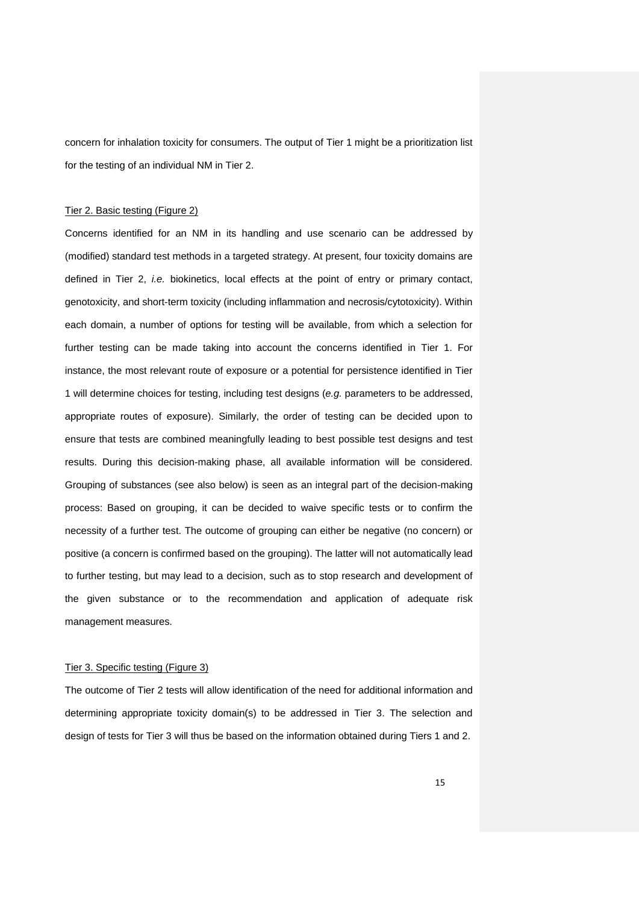concern for inhalation toxicity for consumers. The output of Tier 1 might be a prioritization list for the testing of an individual NM in Tier 2.

Tier 2. Basic testing (Figure 2)

Concerns identified for an NM in its handling and use scenario can be addressed by (modified) standard test methods in a targeted strategy. At present, four toxicity domains are defined in Tier 2, *i.e.* biokinetics, local effects at the point of entry or primary contact, genotoxicity, and short-term toxicity (including inflammation and necrosis/cytotoxicity). Within each domain, a number of options for testing will be available, from which a selection for further testing can be made taking into account the concerns identified in Tier 1. For instance, the most relevant route of exposure or a potential for persistence identified in Tier 1 will determine choices for testing, including test designs (*e.g.* parameters to be addressed, appropriate routes of exposure). Similarly, the order of testing can be decided upon to ensure that tests are combined meaningfully leading to best possible test designs and test results. During this decision-making phase, all available information will be considered. Grouping of substances (see also below) is seen as an integral part of the decision-making process: Based on grouping, it can be decided to waive specific tests or to confirm the necessity of a further test. The outcome of grouping can either be negative (no concern) or positive (a concern is confirmed based on the grouping). The latter will not automatically lead to further testing, but may lead to a decision, such as to stop research and development of the given substance or to the recommendation and application of adequate risk management measures.

Tier 3. Specific testing (Figure 3)

The outcome of Tier 2 tests will allow identification of the need for additional information and determining appropriate toxicity domain(s) to be addressed in Tier 3. The selection and design of tests for Tier 3 will thus be based on the information obtained during Tiers 1 and 2.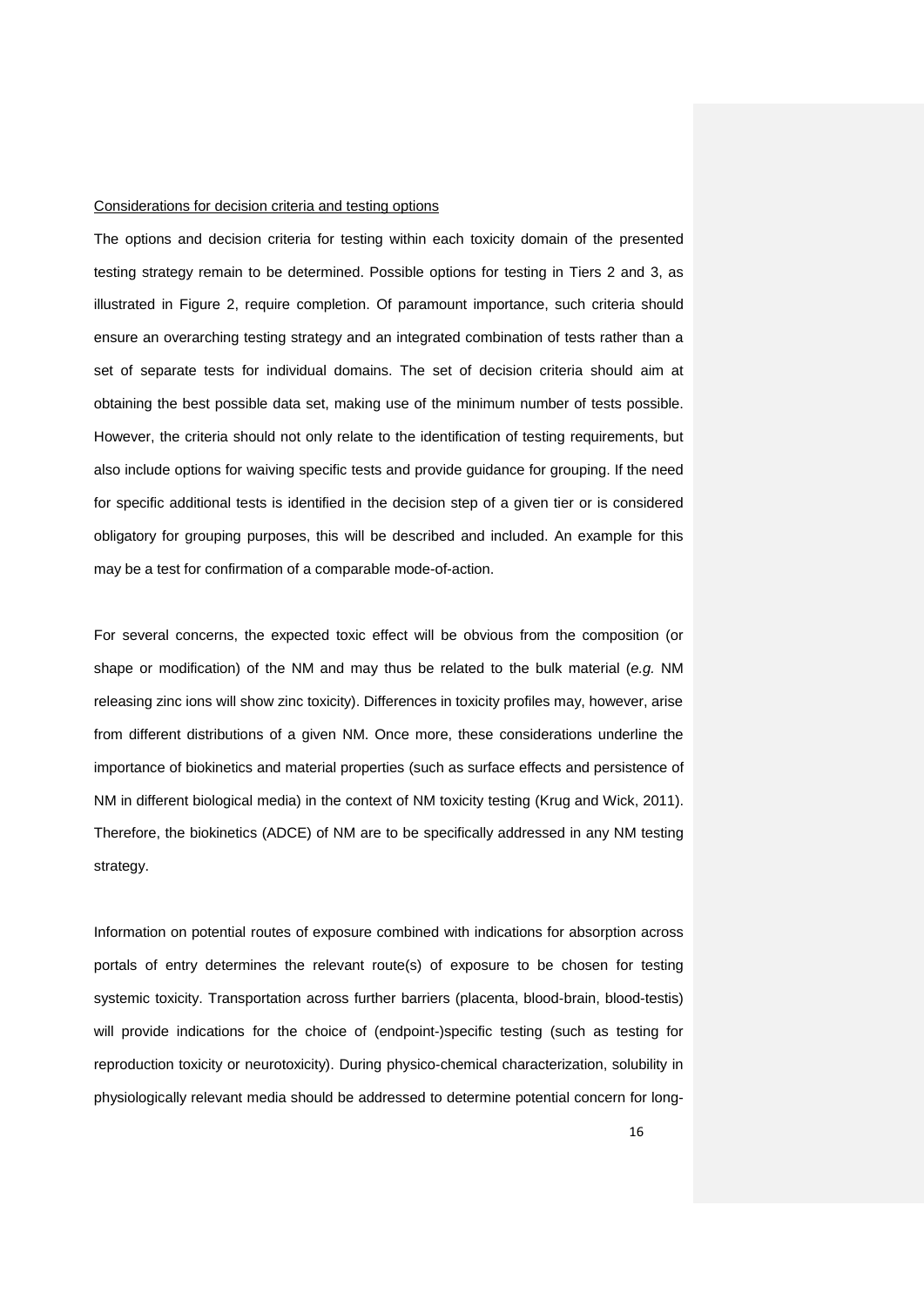Considerations for decision criteria and testing options

The options and decision criteria for testing within each toxicity domain of the presented testing strategy remain to be determined. Possible options for testing in Tiers 2 and 3, as illustrated in Figure 2, require completion. Of paramount importance, such criteria should ensure an overarching testing strategy and an integrated combination of tests rather than a set of separate tests for individual domains. The set of decision criteria should aim at obtaining the best possible data set, making use of the minimum number of tests possible. However, the criteria should not only relate to the identification of testing requirements, but also include options for waiving specific tests and provide guidance for grouping. If the need for specific additional tests is identified in the decision step of a given tier or is considered obligatory for grouping purposes, this will be described and included. An example for this may be a test for confirmation of a comparable mode-of-action.

For several concerns, the expected toxic effect will be obvious from the composition (or shape or modification) of the NM and may thus be related to the bulk material (*e.g.* NM releasing zinc ions will show zinc toxicity). Differences in toxicity profiles may, however, arise from different distributions of a given NM. Once more, these considerations underline the importance of biokinetics and material properties (such as surface effects and persistence of NM in different biological media) in the context of NM toxicity testing (Krug and Wick, 2011). Therefore, the biokinetics (ADCE) of NM are to be specifically addressed in any NM testing strategy.

Information on potential routes of exposure combined with indications for absorption across portals of entry determines the relevant route(s) of exposure to be chosen for testing systemic toxicity. Transportation across further barriers (placenta, blood-brain, blood-testis) will provide indications for the choice of (endpoint-)specific testing (such as testing for reproduction toxicity or neurotoxicity). During physico-chemical characterization, solubility in physiologically relevant media should be addressed to determine potential concern for long-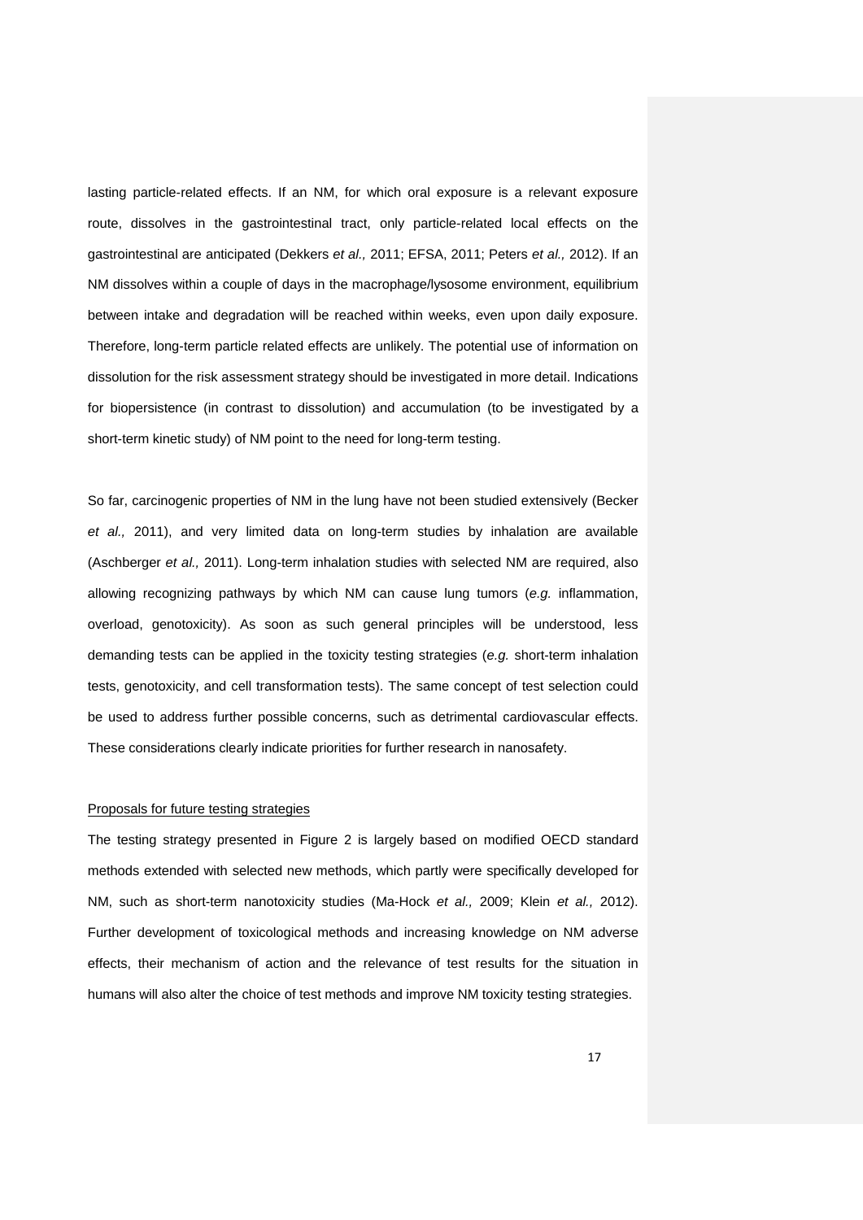lasting particle-related effects. If an NM, for which oral exposure is a relevant exposure route, dissolves in the gastrointestinal tract, only particle-related local effects on the gastrointestinal are anticipated (Dekkers *et al.,* 2011; EFSA, 2011; Peters *et al.,* 2012). If an NM dissolves within a couple of days in the macrophage/lysosome environment, equilibrium between intake and degradation will be reached within weeks, even upon daily exposure. Therefore, long-term particle related effects are unlikely. The potential use of information on dissolution for the risk assessment strategy should be investigated in more detail. Indications for biopersistence (in contrast to dissolution) and accumulation (to be investigated by a short-term kinetic study) of NM point to the need for long-term testing.

So far, carcinogenic properties of NM in the lung have not been studied extensively (Becker *et al.,* 2011), and very limited data on long-term studies by inhalation are available (Aschberger *et al.,* 2011). Long-term inhalation studies with selected NM are required, also allowing recognizing pathways by which NM can cause lung tumors (*e.g.* inflammation, overload, genotoxicity). As soon as such general principles will be understood, less demanding tests can be applied in the toxicity testing strategies (*e.g.* short-term inhalation tests, genotoxicity, and cell transformation tests). The same concept of test selection could be used to address further possible concerns, such as detrimental cardiovascular effects. These considerations clearly indicate priorities for further research in nanosafety.

### Proposals for future testing strategies

The testing strategy presented in Figure 2 is largely based on modified OECD standard methods extended with selected new methods, which partly were specifically developed for NM, such as short-term nanotoxicity studies (Ma-Hock *et al.,* 2009; Klein *et al.,* 2012). Further development of toxicological methods and increasing knowledge on NM adverse effects, their mechanism of action and the relevance of test results for the situation in humans will also alter the choice of test methods and improve NM toxicity testing strategies.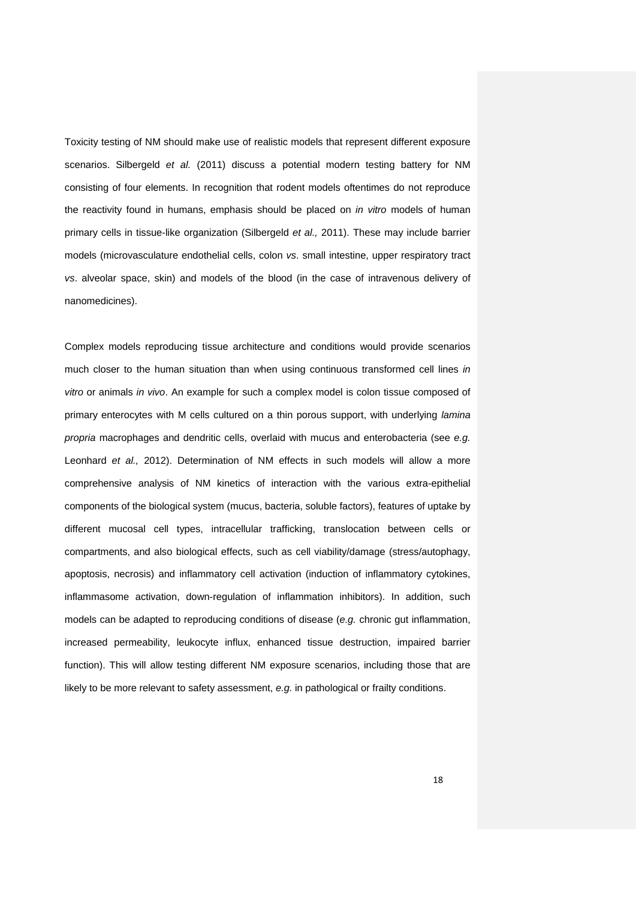Toxicity testing of NM should make use of realistic models that represent different exposure scenarios. Silbergeld *et al.* (2011) discuss a potential modern testing battery for NM consisting of four elements. In recognition that rodent models oftentimes do not reproduce the reactivity found in humans, emphasis should be placed on *in vitro* models of human primary cells in tissue-like organization (Silbergeld *et al.,* 2011). These may include barrier models (microvasculature endothelial cells, colon *vs*. small intestine, upper respiratory tract *vs*. alveolar space, skin) and models of the blood (in the case of intravenous delivery of nanomedicines).

Complex models reproducing tissue architecture and conditions would provide scenarios much closer to the human situation than when using continuous transformed cell lines *in vitro* or animals *in vivo*. An example for such a complex model is colon tissue composed of primary enterocytes with M cells cultured on a thin porous support, with underlying *lamina propria* macrophages and dendritic cells, overlaid with mucus and enterobacteria (see *e.g.* Leonhard *et al.,* 2012). Determination of NM effects in such models will allow a more comprehensive analysis of NM kinetics of interaction with the various extra-epithelial components of the biological system (mucus, bacteria, soluble factors), features of uptake by different mucosal cell types, intracellular trafficking, translocation between cells or compartments, and also biological effects, such as cell viability/damage (stress/autophagy, apoptosis, necrosis) and inflammatory cell activation (induction of inflammatory cytokines, inflammasome activation, down-regulation of inflammation inhibitors). In addition, such models can be adapted to reproducing conditions of disease (*e.g.* chronic gut inflammation, increased permeability, leukocyte influx, enhanced tissue destruction, impaired barrier function). This will allow testing different NM exposure scenarios, including those that are likely to be more relevant to safety assessment, *e.g.* in pathological or frailty conditions.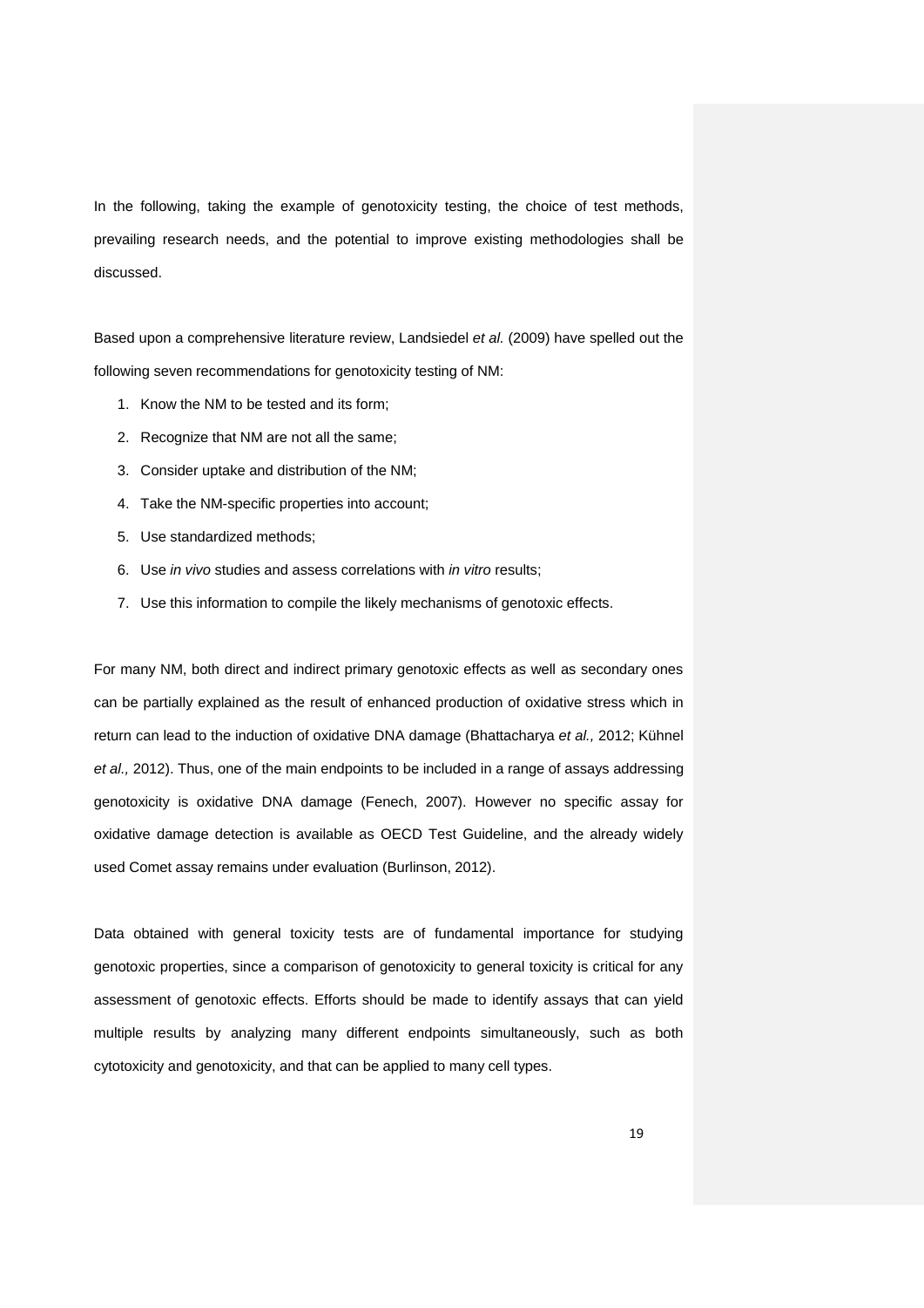In the following, taking the example of genotoxicity testing, the choice of test methods, prevailing research needs, and the potential to improve existing methodologies shall be discussed.

Based upon a comprehensive literature review, Landsiedel *et al.* (2009) have spelled out the following seven recommendations for genotoxicity testing of NM:

1. Know the NM to be tested and its form;
2. Recognize that NM are not all the same;
3. Consider uptake and distribution of the NM;
4. Take the NM-specific properties into account;
5. Use standardized methods;
6. Use *in vivo* studies and assess correlations with *in vitro* results;
7. Use this information to compile the likely mechanisms of genotoxic effects.

For many NM, both direct and indirect primary genotoxic effects as well as secondary ones can be partially explained as the result of enhanced production of oxidative stress which in return can lead to the induction of oxidative DNA damage (Bhattacharya *et al.,* 2012; Kühnel *et al.,* 2012). Thus, one of the main endpoints to be included in a range of assays addressing genotoxicity is oxidative DNA damage (Fenech, 2007). However no specific assay for oxidative damage detection is available as OECD Test Guideline, and the already widely used Comet assay remains under evaluation (Burlinson, 2012).

Data obtained with general toxicity tests are of fundamental importance for studying genotoxic properties, since a comparison of genotoxicity to general toxicity is critical for any assessment of genotoxic effects. Efforts should be made to identify assays that can yield multiple results by analyzing many different endpoints simultaneously, such as both cytotoxicity and genotoxicity, and that can be applied to many cell types.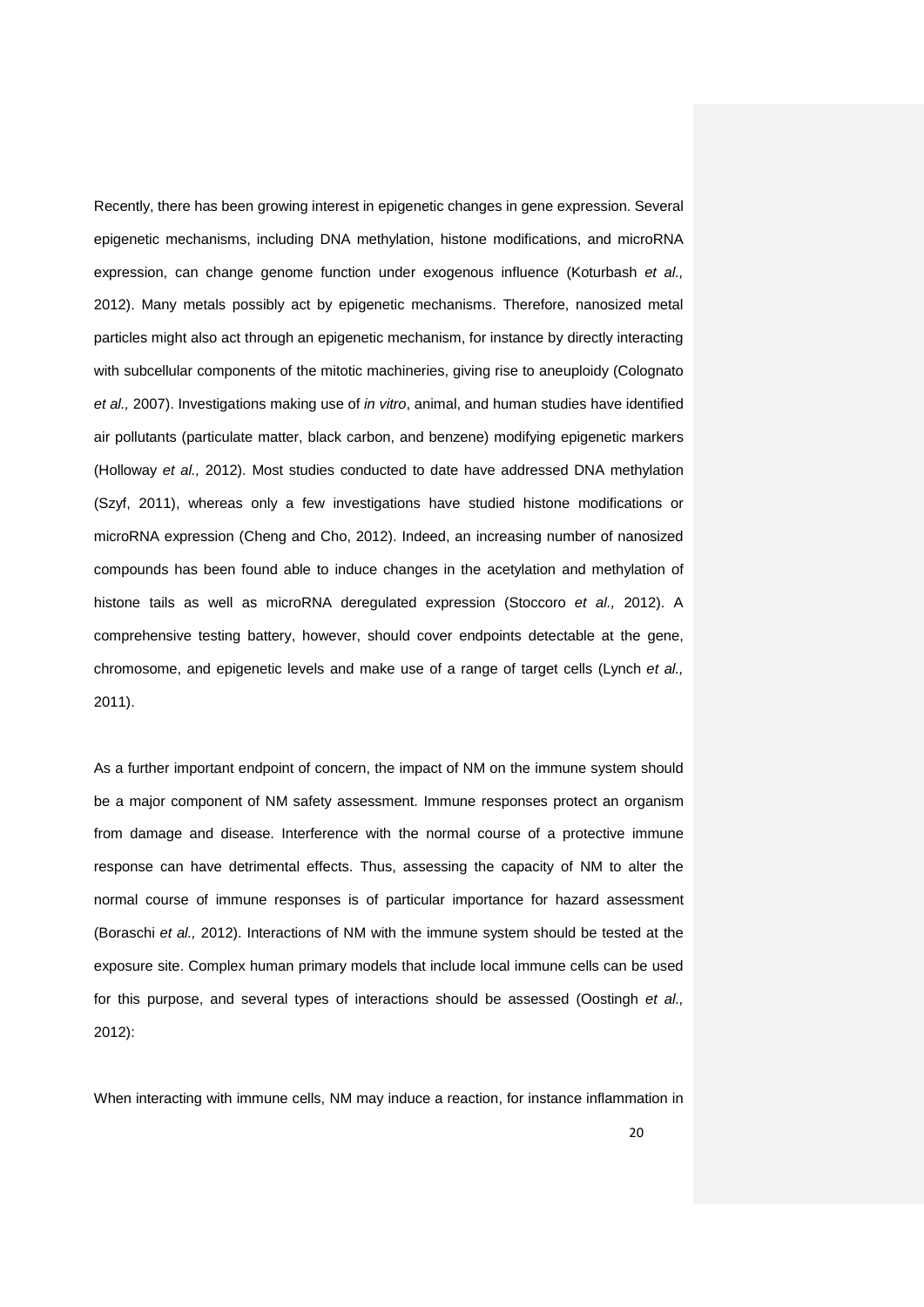Recently, there has been growing interest in epigenetic changes in gene expression. Several epigenetic mechanisms, including DNA methylation, histone modifications, and microRNA expression, can change genome function under exogenous influence (Koturbash *et al.,* 2012). Many metals possibly act by epigenetic mechanisms. Therefore, nanosized metal particles might also act through an epigenetic mechanism, for instance by directly interacting with subcellular components of the mitotic machineries, giving rise to aneuploidy (Colognato *et al.,* 2007). Investigations making use of *in vitro*, animal, and human studies have identified air pollutants (particulate matter, black carbon, and benzene) modifying epigenetic markers (Holloway *et al.,* 2012). Most studies conducted to date have addressed DNA methylation (Szyf, 2011), whereas only a few investigations have studied histone modifications or microRNA expression (Cheng and Cho, 2012). Indeed, an increasing number of nanosized compounds has been found able to induce changes in the acetylation and methylation of histone tails as well as microRNA deregulated expression (Stoccoro *et al.,* 2012). A comprehensive testing battery, however, should cover endpoints detectable at the gene, chromosome, and epigenetic levels and make use of a range of target cells (Lynch *et al.,* 2011).

As a further important endpoint of concern, the impact of NM on the immune system should be a major component of NM safety assessment. Immune responses protect an organism from damage and disease. Interference with the normal course of a protective immune response can have detrimental effects. Thus, assessing the capacity of NM to alter the normal course of immune responses is of particular importance for hazard assessment (Boraschi *et al.,* 2012). Interactions of NM with the immune system should be tested at the exposure site. Complex human primary models that include local immune cells can be used for this purpose, and several types of interactions should be assessed (Oostingh *et al.,* 2012):

When interacting with immune cells, NM may induce a reaction, for instance inflammation in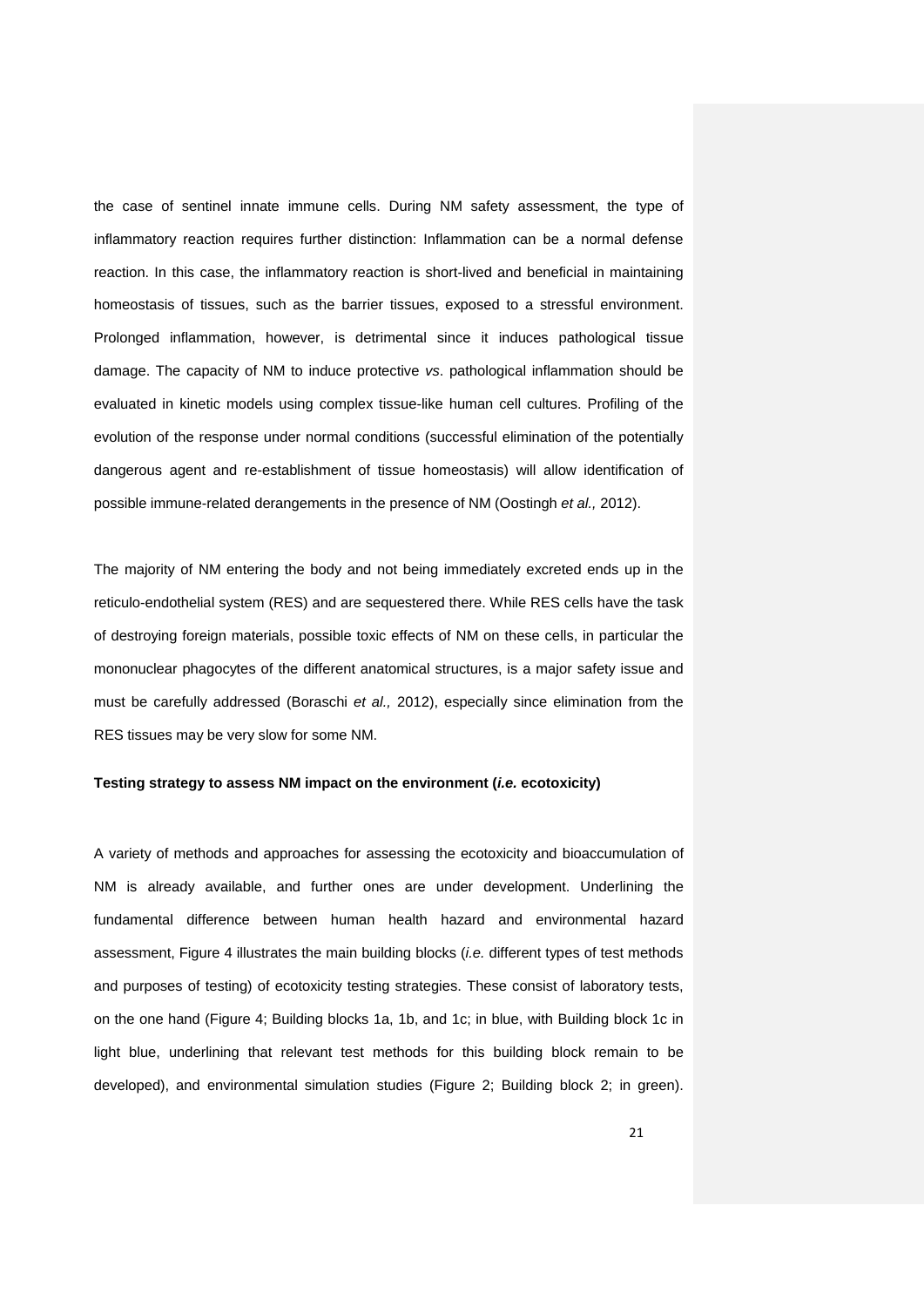the case of sentinel innate immune cells. During NM safety assessment, the type of inflammatory reaction requires further distinction: Inflammation can be a normal defense reaction. In this case, the inflammatory reaction is short-lived and beneficial in maintaining homeostasis of tissues, such as the barrier tissues, exposed to a stressful environment. Prolonged inflammation, however, is detrimental since it induces pathological tissue damage. The capacity of NM to induce protective *vs*. pathological inflammation should be evaluated in kinetic models using complex tissue-like human cell cultures. Profiling of the evolution of the response under normal conditions (successful elimination of the potentially dangerous agent and re-establishment of tissue homeostasis) will allow identification of possible immune-related derangements in the presence of NM (Oostingh *et al.,* 2012).

The majority of NM entering the body and not being immediately excreted ends up in the reticulo-endothelial system (RES) and are sequestered there. While RES cells have the task of destroying foreign materials, possible toxic effects of NM on these cells, in particular the mononuclear phagocytes of the different anatomical structures, is a major safety issue and must be carefully addressed (Boraschi *et al.,* 2012), especially since elimination from the RES tissues may be very slow for some NM.

**Testing strategy to assess NM impact on the environment (*i.e.* ecotoxicity)**

A variety of methods and approaches for assessing the ecotoxicity and bioaccumulation of NM is already available, and further ones are under development. Underlining the fundamental difference between human health hazard and environmental hazard assessment, Figure 4 illustrates the main building blocks (*i.e.* different types of test methods and purposes of testing) of ecotoxicity testing strategies. These consist of laboratory tests, on the one hand (Figure 4; Building blocks 1a, 1b, and 1c; in blue, with Building block 1c in light blue, underlining that relevant test methods for this building block remain to be developed), and environmental simulation studies (Figure 2; Building block 2; in green).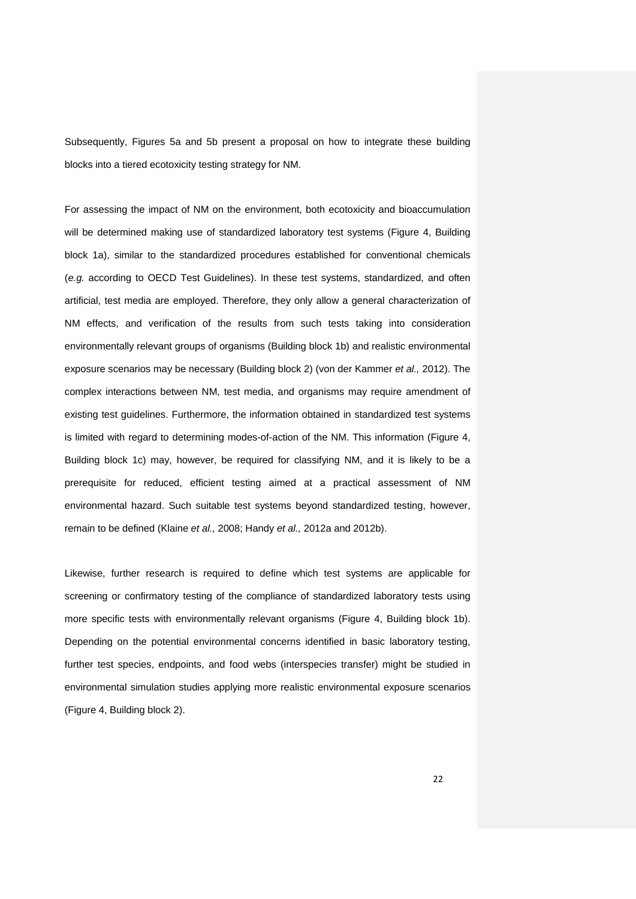Subsequently, Figures 5a and 5b present a proposal on how to integrate these building blocks into a tiered ecotoxicity testing strategy for NM.

For assessing the impact of NM on the environment, both ecotoxicity and bioaccumulation will be determined making use of standardized laboratory test systems (Figure 4, Building block 1a), similar to the standardized procedures established for conventional chemicals (*e.g.* according to OECD Test Guidelines). In these test systems, standardized, and often artificial, test media are employed. Therefore, they only allow a general characterization of NM effects, and verification of the results from such tests taking into consideration environmentally relevant groups of organisms (Building block 1b) and realistic environmental exposure scenarios may be necessary (Building block 2) (von der Kammer *et al.,* 2012). The complex interactions between NM, test media, and organisms may require amendment of existing test guidelines. Furthermore, the information obtained in standardized test systems is limited with regard to determining modes-of-action of the NM. This information (Figure 4, Building block 1c) may, however, be required for classifying NM, and it is likely to be a prerequisite for reduced, efficient testing aimed at a practical assessment of NM environmental hazard. Such suitable test systems beyond standardized testing, however, remain to be defined (Klaine *et al.,* 2008; Handy *et al.,* 2012a and 2012b).

Likewise, further research is required to define which test systems are applicable for screening or confirmatory testing of the compliance of standardized laboratory tests using more specific tests with environmentally relevant organisms (Figure 4, Building block 1b). Depending on the potential environmental concerns identified in basic laboratory testing, further test species, endpoints, and food webs (interspecies transfer) might be studied in environmental simulation studies applying more realistic environmental exposure scenarios (Figure 4, Building block 2).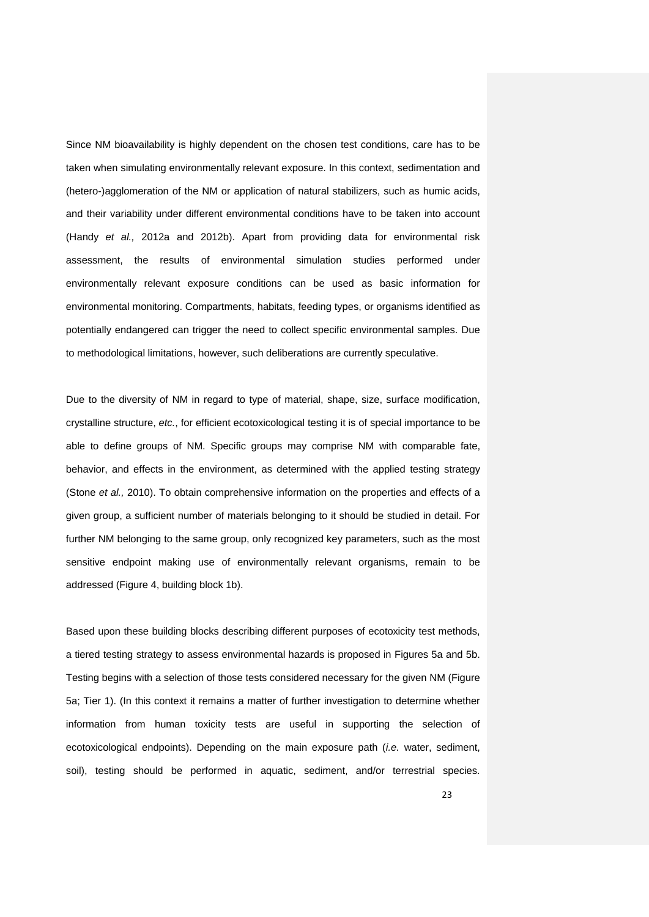Since NM bioavailability is highly dependent on the chosen test conditions, care has to be taken when simulating environmentally relevant exposure. In this context, sedimentation and (hetero-)agglomeration of the NM or application of natural stabilizers, such as humic acids, and their variability under different environmental conditions have to be taken into account (Handy *et al.,* 2012a and 2012b). Apart from providing data for environmental risk assessment, the results of environmental simulation studies performed under environmentally relevant exposure conditions can be used as basic information for environmental monitoring. Compartments, habitats, feeding types, or organisms identified as potentially endangered can trigger the need to collect specific environmental samples. Due to methodological limitations, however, such deliberations are currently speculative.

Due to the diversity of NM in regard to type of material, shape, size, surface modification, crystalline structure, *etc.*, for efficient ecotoxicological testing it is of special importance to be able to define groups of NM. Specific groups may comprise NM with comparable fate, behavior, and effects in the environment, as determined with the applied testing strategy (Stone *et al.,* 2010). To obtain comprehensive information on the properties and effects of a given group, a sufficient number of materials belonging to it should be studied in detail. For further NM belonging to the same group, only recognized key parameters, such as the most sensitive endpoint making use of environmentally relevant organisms, remain to be addressed (Figure 4, building block 1b).

Based upon these building blocks describing different purposes of ecotoxicity test methods, a tiered testing strategy to assess environmental hazards is proposed in Figures 5a and 5b. Testing begins with a selection of those tests considered necessary for the given NM (Figure 5a; Tier 1). (In this context it remains a matter of further investigation to determine whether information from human toxicity tests are useful in supporting the selection of ecotoxicological endpoints). Depending on the main exposure path (*i.e.* water, sediment, soil), testing should be performed in aquatic, sediment, and/or terrestrial species.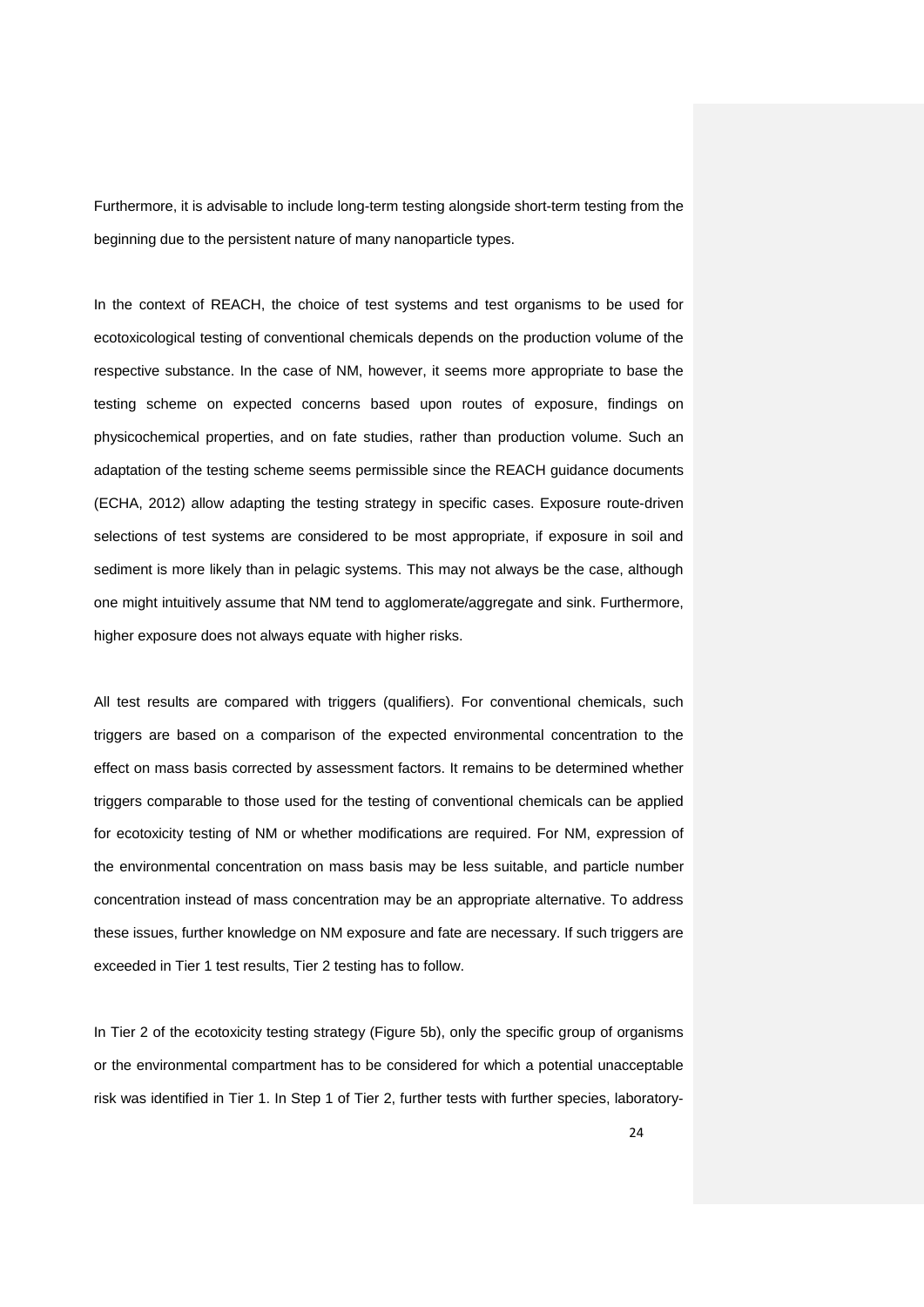Furthermore, it is advisable to include long-term testing alongside short-term testing from the beginning due to the persistent nature of many nanoparticle types.

In the context of REACH, the choice of test systems and test organisms to be used for ecotoxicological testing of conventional chemicals depends on the production volume of the respective substance. In the case of NM, however, it seems more appropriate to base the testing scheme on expected concerns based upon routes of exposure, findings on physicochemical properties, and on fate studies, rather than production volume. Such an adaptation of the testing scheme seems permissible since the REACH guidance documents (ECHA, 2012) allow adapting the testing strategy in specific cases. Exposure route-driven selections of test systems are considered to be most appropriate, if exposure in soil and sediment is more likely than in pelagic systems. This may not always be the case, although one might intuitively assume that NM tend to agglomerate/aggregate and sink. Furthermore, higher exposure does not always equate with higher risks.

All test results are compared with triggers (qualifiers). For conventional chemicals, such triggers are based on a comparison of the expected environmental concentration to the effect on mass basis corrected by assessment factors. It remains to be determined whether triggers comparable to those used for the testing of conventional chemicals can be applied for ecotoxicity testing of NM or whether modifications are required. For NM, expression of the environmental concentration on mass basis may be less suitable, and particle number concentration instead of mass concentration may be an appropriate alternative. To address these issues, further knowledge on NM exposure and fate are necessary. If such triggers are exceeded in Tier 1 test results, Tier 2 testing has to follow.

In Tier 2 of the ecotoxicity testing strategy (Figure 5b), only the specific group of organisms or the environmental compartment has to be considered for which a potential unacceptable risk was identified in Tier 1. In Step 1 of Tier 2, further tests with further species, laboratory-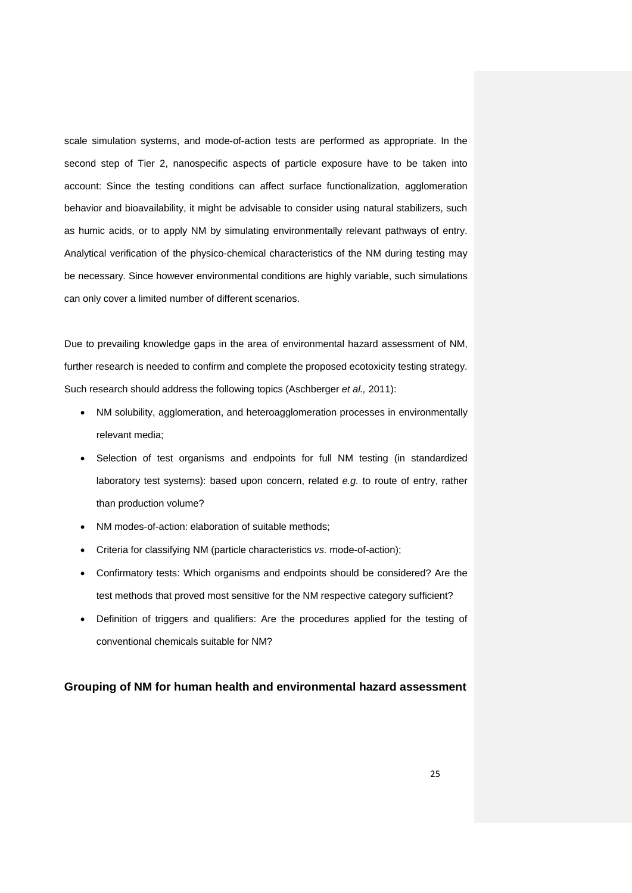scale simulation systems, and mode-of-action tests are performed as appropriate. In the second step of Tier 2, nanospecific aspects of particle exposure have to be taken into account: Since the testing conditions can affect surface functionalization, agglomeration behavior and bioavailability, it might be advisable to consider using natural stabilizers, such as humic acids, or to apply NM by simulating environmentally relevant pathways of entry. Analytical verification of the physico-chemical characteristics of the NM during testing may be necessary. Since however environmental conditions are highly variable, such simulations can only cover a limited number of different scenarios.

Due to prevailing knowledge gaps in the area of environmental hazard assessment of NM, further research is needed to confirm and complete the proposed ecotoxicity testing strategy. Such research should address the following topics (Aschberger *et al.,* 2011):

- NM solubility, agglomeration, and heteroagglomeration processes in environmentally relevant media;
- Selection of test organisms and endpoints for full NM testing (in standardized laboratory test systems): based upon concern, related *e.g.* to route of entry, rather than production volume?
- NM modes-of-action: elaboration of suitable methods;
- Criteria for classifying NM (particle characteristics *vs.* mode-of-action);
- Confirmatory tests: Which organisms and endpoints should be considered? Are the test methods that proved most sensitive for the NM respective category sufficient?
- Definition of triggers and qualifiers: Are the procedures applied for the testing of conventional chemicals suitable for NM?

## Grouping of NM for human health and environmental hazard assessment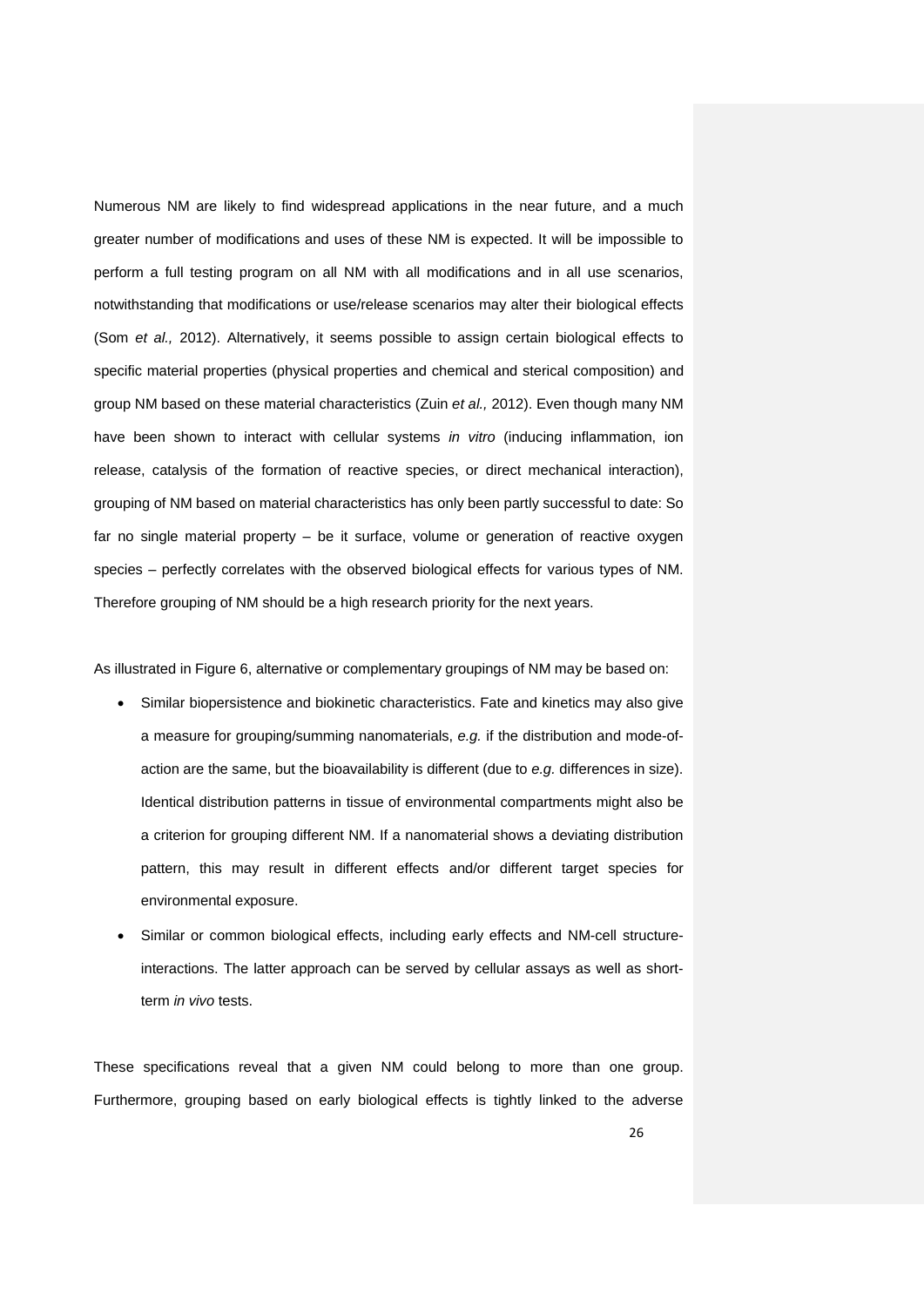Numerous NM are likely to find widespread applications in the near future, and a much greater number of modifications and uses of these NM is expected. It will be impossible to perform a full testing program on all NM with all modifications and in all use scenarios, notwithstanding that modifications or use/release scenarios may alter their biological effects (Som *et al.,* 2012). Alternatively, it seems possible to assign certain biological effects to specific material properties (physical properties and chemical and sterical composition) and group NM based on these material characteristics (Zuin *et al.,* 2012). Even though many NM have been shown to interact with cellular systems *in vitro* (inducing inflammation, ion release, catalysis of the formation of reactive species, or direct mechanical interaction), grouping of NM based on material characteristics has only been partly successful to date: So far no single material property – be it surface, volume or generation of reactive oxygen species – perfectly correlates with the observed biological effects for various types of NM. Therefore grouping of NM should be a high research priority for the next years.

As illustrated in Figure 6, alternative or complementary groupings of NM may be based on:

- Similar biopersistence and biokinetic characteristics. Fate and kinetics may also give a measure for grouping/summing nanomaterials, *e.g.* if the distribution and mode-of-action are the same, but the bioavailability is different (due to *e.g.* differences in size). Identical distribution patterns in tissue of environmental compartments might also be a criterion for grouping different NM. If a nanomaterial shows a deviating distribution pattern, this may result in different effects and/or different target species for environmental exposure.
- Similar or common biological effects, including early effects and NM-cell structure-interactions. The latter approach can be served by cellular assays as well as short-term *in vivo* tests.

These specifications reveal that a given NM could belong to more than one group. Furthermore, grouping based on early biological effects is tightly linked to the adverse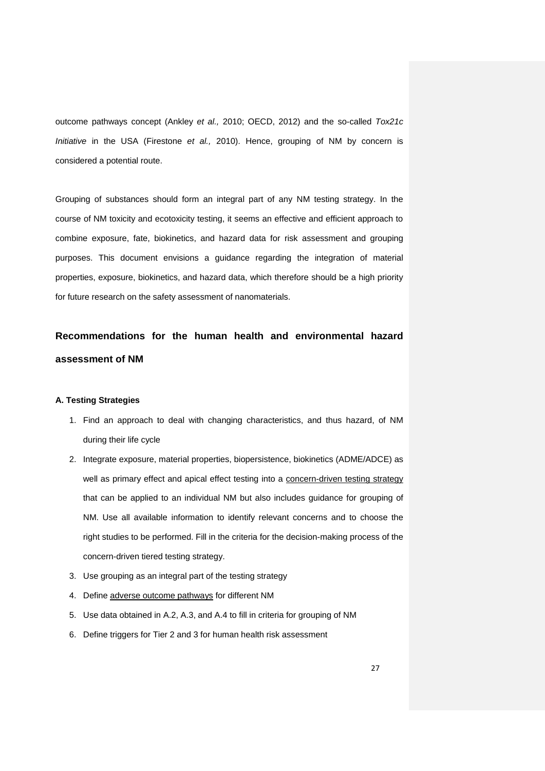outcome pathways concept (Ankley *et al.,* 2010; OECD, 2012) and the so-called *Tox21c Initiative* in the USA (Firestone *et al.,* 2010). Hence, grouping of NM by concern is considered a potential route.

Grouping of substances should form an integral part of any NM testing strategy. In the course of NM toxicity and ecotoxicity testing, it seems an effective and efficient approach to combine exposure, fate, biokinetics, and hazard data for risk assessment and grouping purposes. This document envisions a guidance regarding the integration of material properties, exposure, biokinetics, and hazard data, which therefore should be a high priority for future research on the safety assessment of nanomaterials.

## Recommendations for the human health and environmental hazard assessment of NM

### A. Testing Strategies

1. Find an approach to deal with changing characteristics, and thus hazard, of NM during their life cycle
2. Integrate exposure, material properties, biopersistence, biokinetics (ADME/ADCE) as well as primary effect and apical effect testing into a concern-driven testing strategy that can be applied to an individual NM but also includes guidance for grouping of NM. Use all available information to identify relevant concerns and to choose the right studies to be performed. Fill in the criteria for the decision-making process of the concern-driven tiered testing strategy.
3. Use grouping as an integral part of the testing strategy
4. Define adverse outcome pathways for different NM
5. Use data obtained in A.2, A.3, and A.4 to fill in criteria for grouping of NM
6. Define triggers for Tier 2 and 3 for human health risk assessment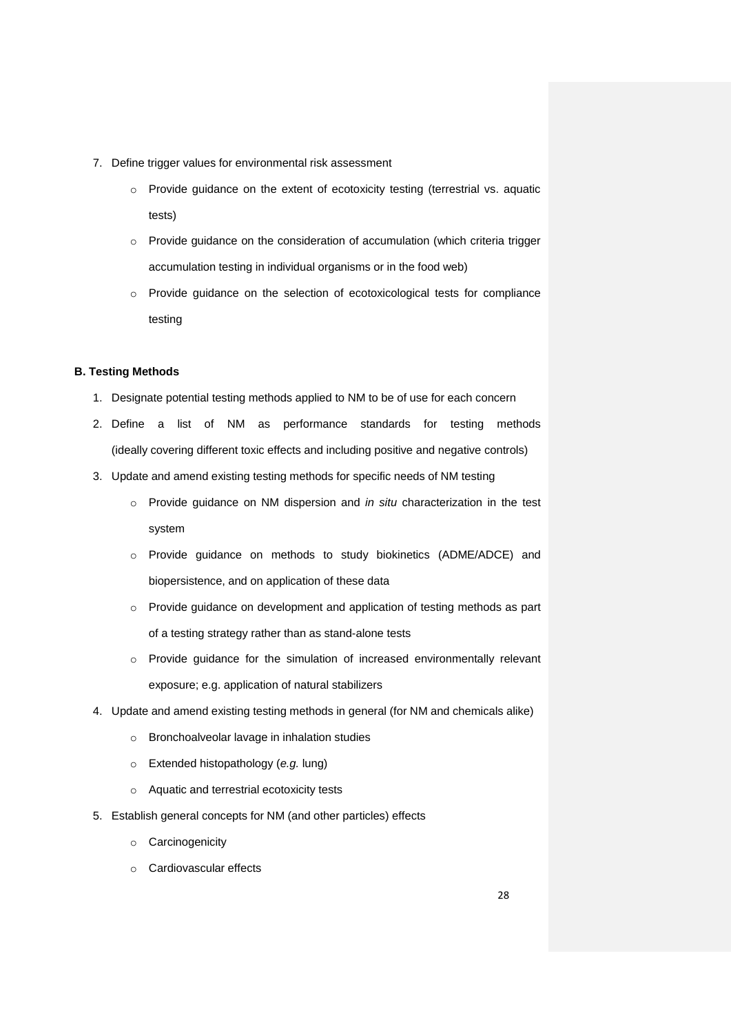7. Define trigger values for environmental risk assessment
   - Provide guidance on the extent of ecotoxicity testing (terrestrial vs. aquatic tests)
   - Provide guidance on the consideration of accumulation (which criteria trigger accumulation testing in individual organisms or in the food web)
   - Provide guidance on the selection of ecotoxicological tests for compliance testing

**B. Testing Methods**

1. Designate potential testing methods applied to NM to be of use for each concern
2. Define a list of NM as performance standards for testing methods (ideally covering different toxic effects and including positive and negative controls)
3. Update and amend existing testing methods for specific needs of NM testing
   - Provide guidance on NM dispersion and *in situ* characterization in the test system
   - Provide guidance on methods to study biokinetics (ADME/ADCE) and biopersistence, and on application of these data
   - Provide guidance on development and application of testing methods as part of a testing strategy rather than as stand-alone tests
   - Provide guidance for the simulation of increased environmentally relevant exposure; e.g. application of natural stabilizers
4. Update and amend existing testing methods in general (for NM and chemicals alike)
   - Bronchoalveolar lavage in inhalation studies
   - Extended histopathology (*e.g.* lung)
   - Aquatic and terrestrial ecotoxicity tests
5. Establish general concepts for NM (and other particles) effects
   - Carcinogenicity
   - Cardiovascular effects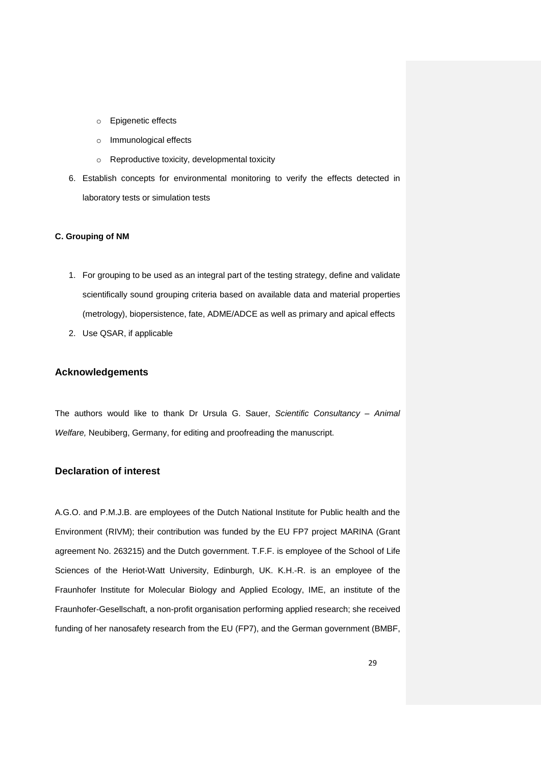- Epigenetic effects
  - Immunological effects
  - Reproductive toxicity, developmental toxicity

6. Establish concepts for environmental monitoring to verify the effects detected in laboratory tests or simulation tests

**C. Grouping of NM**

1. For grouping to be used as an integral part of the testing strategy, define and validate scientifically sound grouping criteria based on available data and material properties (metrology), biopersistence, fate, ADME/ADCE as well as primary and apical effects
2. Use QSAR, if applicable

## Acknowledgements

The authors would like to thank Dr Ursula G. Sauer, *Scientific Consultancy – Animal Welfare,* Neubiberg, Germany, for editing and proofreading the manuscript.

## Declaration of interest

A.G.O. and P.M.J.B. are employees of the Dutch National Institute for Public health and the Environment (RIVM); their contribution was funded by the EU FP7 project MARINA (Grant agreement No. 263215) and the Dutch government. T.F.F. is employee of the School of Life Sciences of the Heriot-Watt University, Edinburgh, UK. K.H.-R. is an employee of the Fraunhofer Institute for Molecular Biology and Applied Ecology, IME, an institute of the Fraunhofer-Gesellschaft, a non-profit organisation performing applied research; she received funding of her nanosafety research from the EU (FP7), and the German government (BMBF,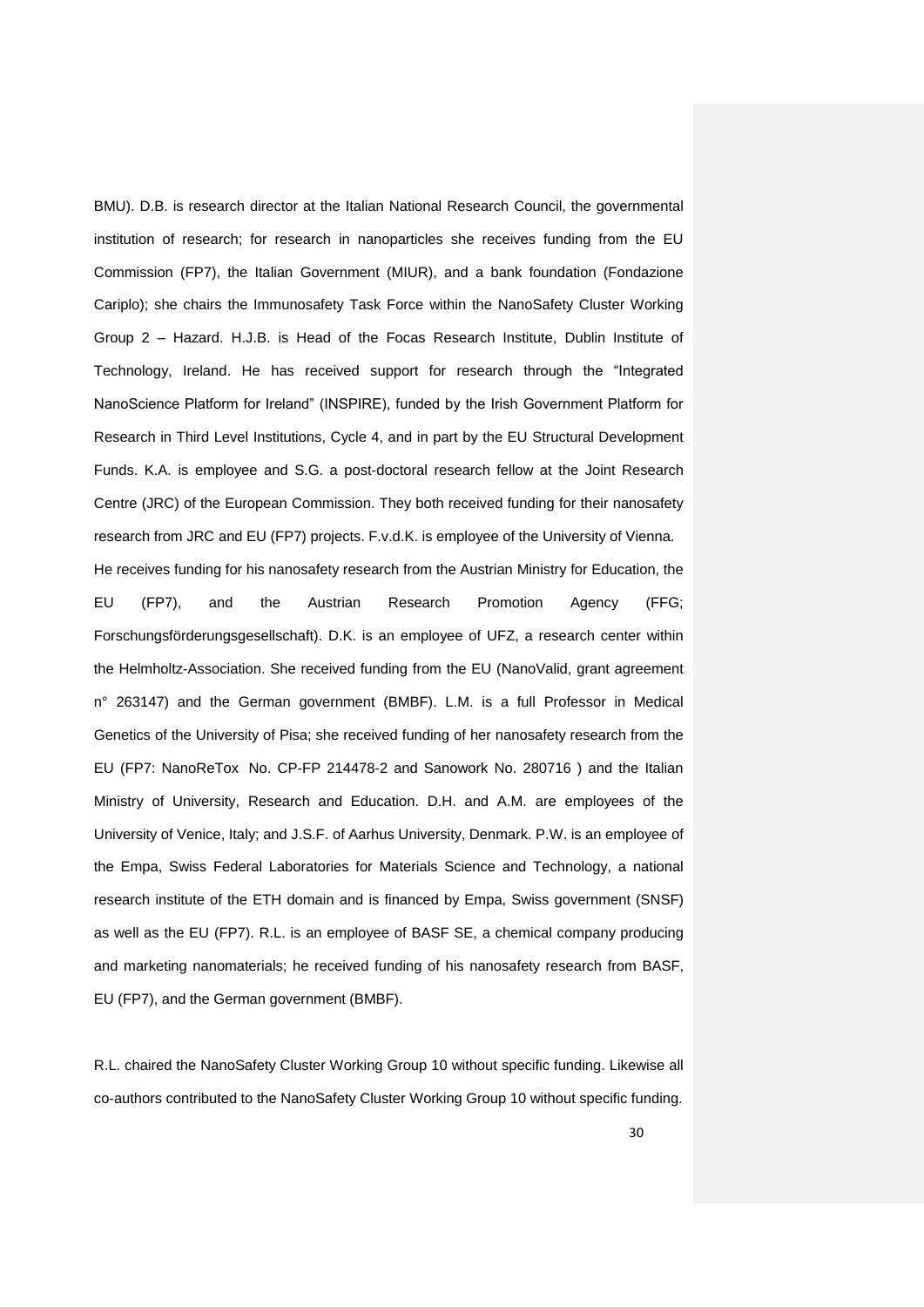BMU). D.B. is research director at the Italian National Research Council, the governmental institution of research; for research in nanoparticles she receives funding from the EU Commission (FP7), the Italian Government (MIUR), and a bank foundation (Fondazione Cariplo); she chairs the Immunosafety Task Force within the NanoSafety Cluster Working Group 2 – Hazard. H.J.B. is Head of the Focas Research Institute, Dublin Institute of Technology, Ireland. He has received support for research through the "Integrated NanoScience Platform for Ireland" (INSPIRE), funded by the Irish Government Platform for Research in Third Level Institutions, Cycle 4, and in part by the EU Structural Development Funds. K.A. is employee and S.G. a post-doctoral research fellow at the Joint Research Centre (JRC) of the European Commission. They both received funding for their nanosafety research from JRC and EU (FP7) projects. F.v.d.K. is employee of the University of Vienna. He receives funding for his nanosafety research from the Austrian Ministry for Education, the EU (FP7), and the Austrian Research Promotion Agency (FFG; Forschungsförderungsgesellschaft). D.K. is an employee of UFZ, a research center within the Helmholtz-Association. She received funding from the EU (NanoValid, grant agreement n° 263147) and the German government (BMBF). L.M. is a full Professor in Medical Genetics of the University of Pisa; she received funding of her nanosafety research from the EU (FP7: NanoReTox No. CP-FP 214478-2 and Sanowork No. 280716 ) and the Italian Ministry of University, Research and Education. D.H. and A.M. are employees of the University of Venice, Italy; and J.S.F. of Aarhus University, Denmark. P.W. is an employee of the Empa, Swiss Federal Laboratories for Materials Science and Technology, a national research institute of the ETH domain and is financed by Empa, Swiss government (SNSF) as well as the EU (FP7). R.L. is an employee of BASF SE, a chemical company producing and marketing nanomaterials; he received funding of his nanosafety research from BASF, EU (FP7), and the German government (BMBF).

R.L. chaired the NanoSafety Cluster Working Group 10 without specific funding. Likewise all co-authors contributed to the NanoSafety Cluster Working Group 10 without specific funding.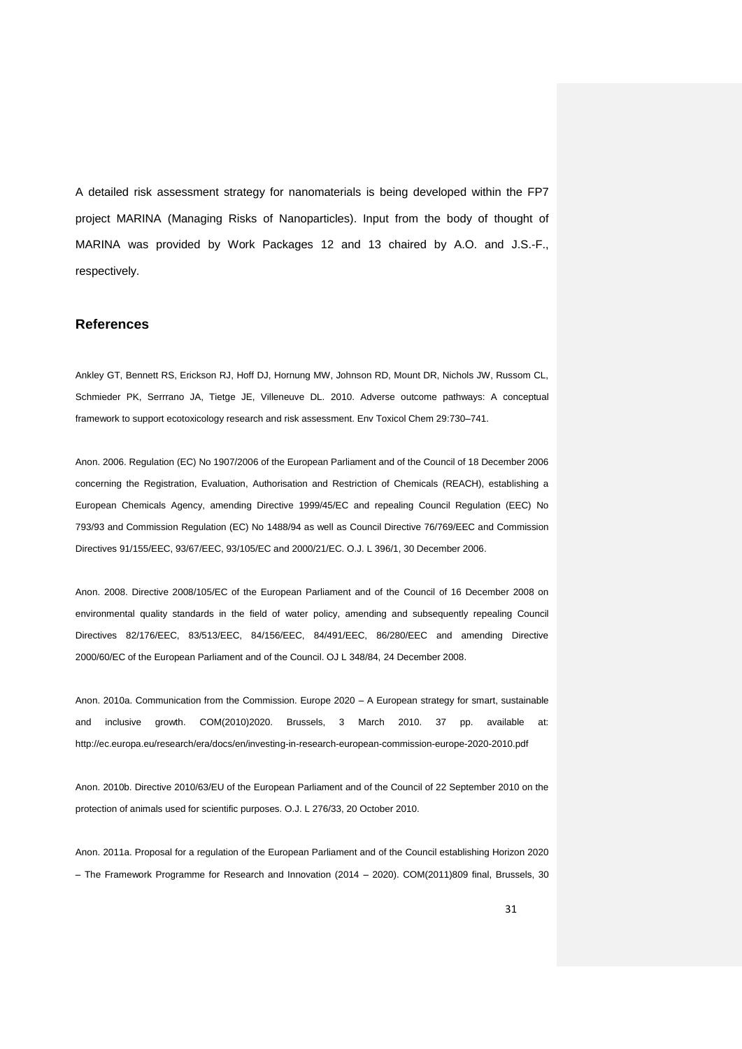A detailed risk assessment strategy for nanomaterials is being developed within the FP7 project MARINA (Managing Risks of Nanoparticles). Input from the body of thought of MARINA was provided by Work Packages 12 and 13 chaired by A.O. and J.S.-F., respectively.

## References

Ankley GT, Bennett RS, Erickson RJ, Hoff DJ, Hornung MW, Johnson RD, Mount DR, Nichols JW, Russom CL, Schmieder PK, Serrrano JA, Tietge JE, Villeneuve DL. 2010. Adverse outcome pathways: A conceptual framework to support ecotoxicology research and risk assessment. Env Toxicol Chem 29:730–741.

Anon. 2006. Regulation (EC) No 1907/2006 of the European Parliament and of the Council of 18 December 2006 concerning the Registration, Evaluation, Authorisation and Restriction of Chemicals (REACH), establishing a European Chemicals Agency, amending Directive 1999/45/EC and repealing Council Regulation (EEC) No 793/93 and Commission Regulation (EC) No 1488/94 as well as Council Directive 76/769/EEC and Commission Directives 91/155/EEC, 93/67/EEC, 93/105/EC and 2000/21/EC. O.J. L 396/1, 30 December 2006.

Anon. 2008. Directive 2008/105/EC of the European Parliament and of the Council of 16 December 2008 on environmental quality standards in the field of water policy, amending and subsequently repealing Council Directives 82/176/EEC, 83/513/EEC, 84/156/EEC, 84/491/EEC, 86/280/EEC and amending Directive 2000/60/EC of the European Parliament and of the Council. OJ L 348/84, 24 December 2008.

Anon. 2010a. Communication from the Commission. Europe 2020 – A European strategy for smart, sustainable and inclusive growth. COM(2010)2020. Brussels, 3 March 2010. 37 pp. available at: http://ec.europa.eu/research/era/docs/en/investing-in-research-european-commission-europe-2020-2010.pdf

Anon. 2010b. Directive 2010/63/EU of the European Parliament and of the Council of 22 September 2010 on the protection of animals used for scientific purposes. O.J. L 276/33, 20 October 2010.

Anon. 2011a. Proposal for a regulation of the European Parliament and of the Council establishing Horizon 2020 – The Framework Programme for Research and Innovation (2014 – 2020). COM(2011)809 final, Brussels, 30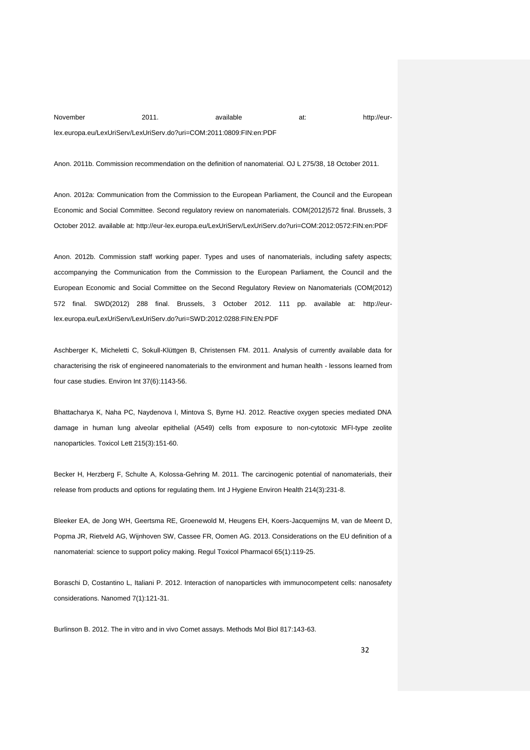November 2011. available at: http://eur-lex.europa.eu/LexUriServ/LexUriServ.do?uri=COM:2011:0809:FIN:en:PDF

Anon. 2011b. Commission recommendation on the definition of nanomaterial. OJ L 275/38, 18 October 2011.

Anon. 2012a: Communication from the Commission to the European Parliament, the Council and the European Economic and Social Committee. Second regulatory review on nanomaterials. COM(2012)572 final. Brussels, 3 October 2012. available at: http://eur-lex.europa.eu/LexUriServ/LexUriServ.do?uri=COM:2012:0572:FIN:en:PDF

Anon. 2012b. Commission staff working paper. Types and uses of nanomaterials, including safety aspects; accompanying the Communication from the Commission to the European Parliament, the Council and the European Economic and Social Committee on the Second Regulatory Review on Nanomaterials (COM(2012) 572 final. SWD(2012) 288 final. Brussels, 3 October 2012. 111 pp. available at: http://eur-lex.europa.eu/LexUriServ/LexUriServ.do?uri=SWD:2012:0288:FIN:EN:PDF

Aschberger K, Micheletti C, Sokull-Klüttgen B, Christensen FM. 2011. Analysis of currently available data for characterising the risk of engineered nanomaterials to the environment and human health - lessons learned from four case studies. Environ Int 37(6):1143-56.

Bhattacharya K, Naha PC, Naydenova I, Mintova S, Byrne HJ. 2012. Reactive oxygen species mediated DNA damage in human lung alveolar epithelial (A549) cells from exposure to non-cytotoxic MFI-type zeolite nanoparticles. Toxicol Lett 215(3):151-60.

Becker H, Herzberg F, Schulte A, Kolossa-Gehring M. 2011. The carcinogenic potential of nanomaterials, their release from products and options for regulating them. Int J Hygiene Environ Health 214(3):231-8.

Bleeker EA, de Jong WH, Geertsma RE, Groenewold M, Heugens EH, Koers-Jacquemijns M, van de Meent D, Popma JR, Rietveld AG, Wijnhoven SW, Cassee FR, Oomen AG. 2013. Considerations on the EU definition of a nanomaterial: science to support policy making. Regul Toxicol Pharmacol 65(1):119-25.

Boraschi D, Costantino L, Italiani P. 2012. Interaction of nanoparticles with immunocompetent cells: nanosafety considerations. Nanomed 7(1):121-31.

Burlinson B. 2012. The in vitro and in vivo Comet assays. Methods Mol Biol 817:143-63.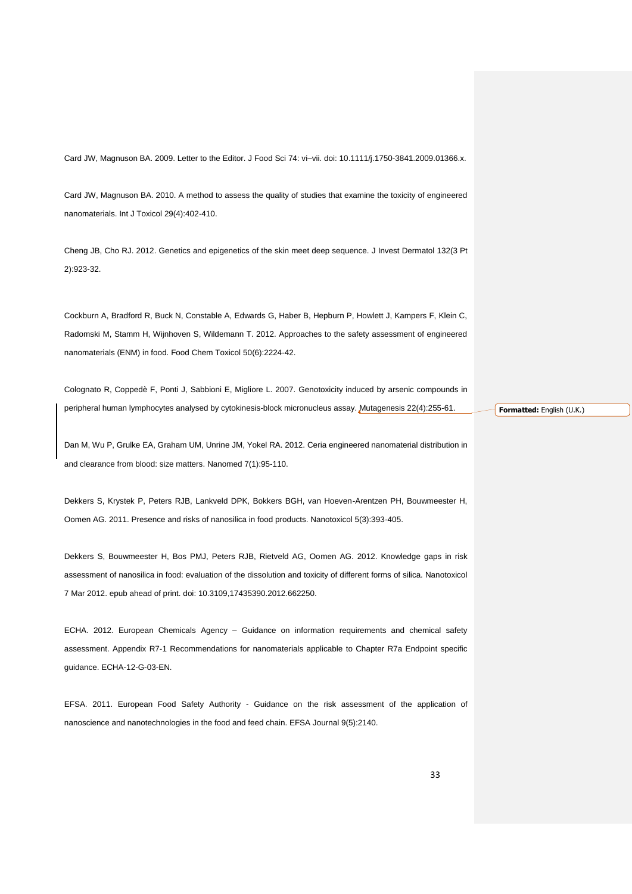Card JW, Magnuson BA. 2009. Letter to the Editor. J Food Sci 74: vi–vii. doi: 10.1111/j.1750-3841.2009.01366.x.

Card JW, Magnuson BA. 2010. A method to assess the quality of studies that examine the toxicity of engineered nanomaterials. Int J Toxicol 29(4):402-410.

Cheng JB, Cho RJ. 2012. Genetics and epigenetics of the skin meet deep sequence. J Invest Dermatol 132(3 Pt 2):923-32.

Cockburn A, Bradford R, Buck N, Constable A, Edwards G, Haber B, Hepburn P, Howlett J, Kampers F, Klein C, Radomski M, Stamm H, Wijnhoven S, Wildemann T. 2012. Approaches to the safety assessment of engineered nanomaterials (ENM) in food. Food Chem Toxicol 50(6):2224-42.

Colognato R, Coppedè F, Ponti J, Sabbioni E, Migliore L. 2007. Genotoxicity induced by arsenic compounds in peripheral human lymphocytes analysed by cytokinesis-block micronucleus assay. Mutagenesis 22(4):255-61.

Dan M, Wu P, Grulke EA, Graham UM, Unrine JM, Yokel RA. 2012. Ceria engineered nanomaterial distribution in and clearance from blood: size matters. Nanomed 7(1):95-110.

Dekkers S, Krystek P, Peters RJB, Lankveld DPK, Bokkers BGH, van Hoeven-Arentzen PH, Bouwmeester H, Oomen AG. 2011. Presence and risks of nanosilica in food products. Nanotoxicol 5(3):393-405.

Dekkers S, Bouwmeester H, Bos PMJ, Peters RJB, Rietveld AG, Oomen AG. 2012. Knowledge gaps in risk assessment of nanosilica in food: evaluation of the dissolution and toxicity of different forms of silica. Nanotoxicol 7 Mar 2012. epub ahead of print. doi: 10.3109,17435390.2012.662250.

ECHA. 2012. European Chemicals Agency – Guidance on information requirements and chemical safety assessment. Appendix R7-1 Recommendations for nanomaterials applicable to Chapter R7a Endpoint specific guidance. ECHA-12-G-03-EN.

EFSA. 2011. European Food Safety Authority - Guidance on the risk assessment of the application of nanoscience and nanotechnologies in the food and feed chain. EFSA Journal 9(5):2140.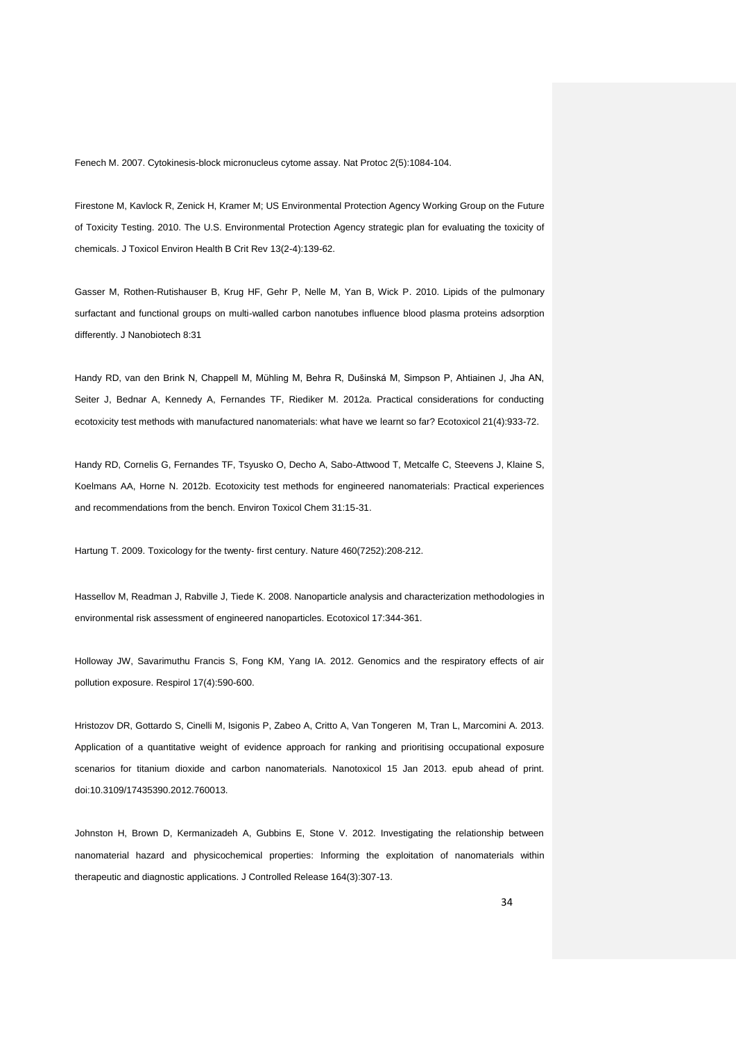Fenech M. 2007. Cytokinesis-block micronucleus cytome assay. Nat Protoc 2(5):1084-104.

Firestone M, Kavlock R, Zenick H, Kramer M; US Environmental Protection Agency Working Group on the Future of Toxicity Testing. 2010. The U.S. Environmental Protection Agency strategic plan for evaluating the toxicity of chemicals. J Toxicol Environ Health B Crit Rev 13(2-4):139-62.

Gasser M, Rothen-Rutishauser B, Krug HF, Gehr P, Nelle M, Yan B, Wick P. 2010. Lipids of the pulmonary surfactant and functional groups on multi-walled carbon nanotubes influence blood plasma proteins adsorption differently. J Nanobiotech 8:31

Handy RD, van den Brink N, Chappell M, Mühling M, Behra R, Dušinská M, Simpson P, Ahtiainen J, Jha AN, Seiter J, Bednar A, Kennedy A, Fernandes TF, Riediker M. 2012a. Practical considerations for conducting ecotoxicity test methods with manufactured nanomaterials: what have we learnt so far? Ecotoxicol 21(4):933-72.

Handy RD, Cornelis G, Fernandes TF, Tsyusko O, Decho A, Sabo-Attwood T, Metcalfe C, Steevens J, Klaine S, Koelmans AA, Horne N. 2012b. Ecotoxicity test methods for engineered nanomaterials: Practical experiences and recommendations from the bench. Environ Toxicol Chem 31:15-31.

Hartung T. 2009. Toxicology for the twenty- first century. Nature 460(7252):208-212.

Hassellov M, Readman J, Rabville J, Tiede K. 2008. Nanoparticle analysis and characterization methodologies in environmental risk assessment of engineered nanoparticles. Ecotoxicol 17:344-361.

Holloway JW, Savarimuthu Francis S, Fong KM, Yang IA. 2012. Genomics and the respiratory effects of air pollution exposure. Respirol 17(4):590-600.

Hristozov DR, Gottardo S, Cinelli M, Isigonis P, Zabeo A, Critto A, Van Tongeren M, Tran L, Marcomini A. 2013. Application of a quantitative weight of evidence approach for ranking and prioritising occupational exposure scenarios for titanium dioxide and carbon nanomaterials. Nanotoxicol 15 Jan 2013. epub ahead of print. doi:10.3109/17435390.2012.760013.

Johnston H, Brown D, Kermanizadeh A, Gubbins E, Stone V. 2012. Investigating the relationship between nanomaterial hazard and physicochemical properties: Informing the exploitation of nanomaterials within therapeutic and diagnostic applications. J Controlled Release 164(3):307-13.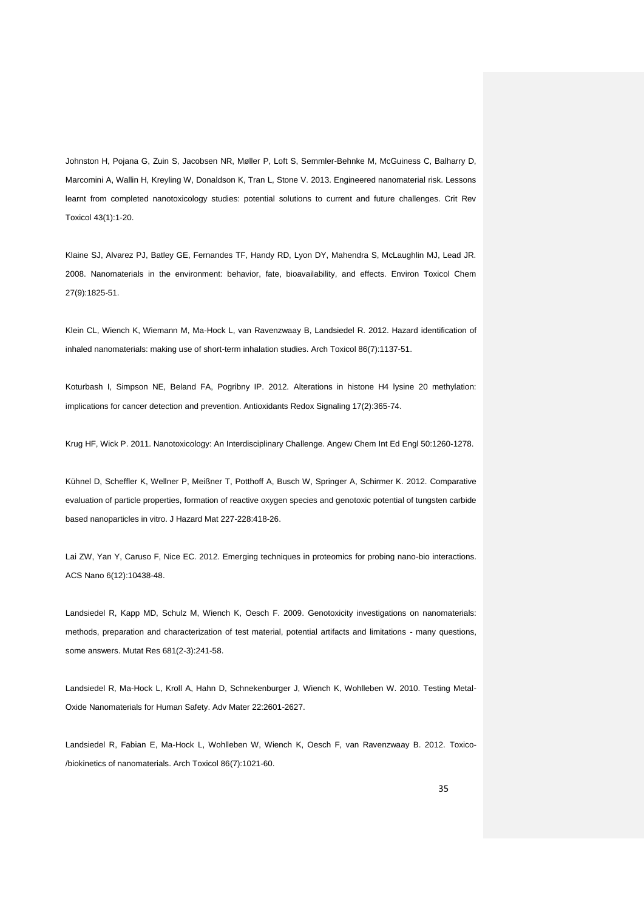Johnston H, Pojana G, Zuin S, Jacobsen NR, Møller P, Loft S, Semmler-Behnke M, McGuiness C, Balharry D, Marcomini A, Wallin H, Kreyling W, Donaldson K, Tran L, Stone V. 2013. Engineered nanomaterial risk. Lessons learnt from completed nanotoxicology studies: potential solutions to current and future challenges. Crit Rev Toxicol 43(1):1-20.

Klaine SJ, Alvarez PJ, Batley GE, Fernandes TF, Handy RD, Lyon DY, Mahendra S, McLaughlin MJ, Lead JR. 2008. Nanomaterials in the environment: behavior, fate, bioavailability, and effects. Environ Toxicol Chem 27(9):1825-51.

Klein CL, Wiench K, Wiemann M, Ma-Hock L, van Ravenzwaay B, Landsiedel R. 2012. Hazard identification of inhaled nanomaterials: making use of short-term inhalation studies. Arch Toxicol 86(7):1137-51.

Koturbash I, Simpson NE, Beland FA, Pogribny IP. 2012. Alterations in histone H4 lysine 20 methylation: implications for cancer detection and prevention. Antioxidants Redox Signaling 17(2):365-74.

Krug HF, Wick P. 2011. Nanotoxicology: An Interdisciplinary Challenge. Angew Chem Int Ed Engl 50:1260-1278.

Kühnel D, Scheffler K, Wellner P, Meißner T, Potthoff A, Busch W, Springer A, Schirmer K. 2012. Comparative evaluation of particle properties, formation of reactive oxygen species and genotoxic potential of tungsten carbide based nanoparticles in vitro. J Hazard Mat 227-228:418-26.

Lai ZW, Yan Y, Caruso F, Nice EC. 2012. Emerging techniques in proteomics for probing nano-bio interactions. ACS Nano 6(12):10438-48.

Landsiedel R, Kapp MD, Schulz M, Wiench K, Oesch F. 2009. Genotoxicity investigations on nanomaterials: methods, preparation and characterization of test material, potential artifacts and limitations - many questions, some answers. Mutat Res 681(2-3):241-58.

Landsiedel R, Ma-Hock L, Kroll A, Hahn D, Schnekenburger J, Wiench K, Wohlleben W. 2010. Testing Metal-Oxide Nanomaterials for Human Safety. Adv Mater 22:2601-2627.

Landsiedel R, Fabian E, Ma-Hock L, Wohlleben W, Wiench K, Oesch F, van Ravenzwaay B. 2012. Toxico-/biokinetics of nanomaterials. Arch Toxicol 86(7):1021-60.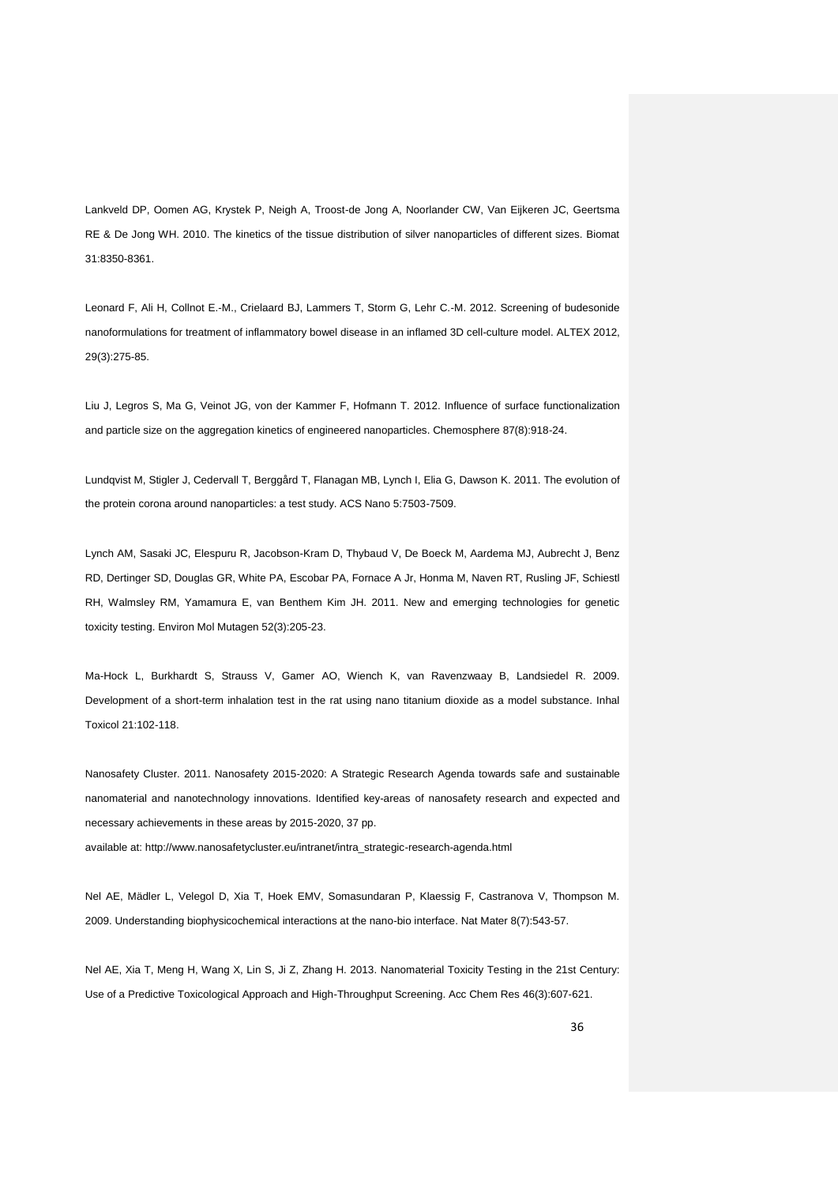Lankveld DP, Oomen AG, Krystek P, Neigh A, Troost-de Jong A, Noorlander CW, Van Eijkeren JC, Geertsma RE & De Jong WH. 2010. The kinetics of the tissue distribution of silver nanoparticles of different sizes. Biomat 31:8350-8361.

Leonard F, Ali H, Collnot E.-M., Crielaard BJ, Lammers T, Storm G, Lehr C.-M. 2012. Screening of budesonide nanoformulations for treatment of inflammatory bowel disease in an inflamed 3D cell-culture model. ALTEX 2012, 29(3):275-85.

Liu J, Legros S, Ma G, Veinot JG, von der Kammer F, Hofmann T. 2012. Influence of surface functionalization and particle size on the aggregation kinetics of engineered nanoparticles. Chemosphere 87(8):918-24.

Lundqvist M, Stigler J, Cedervall T, Berggård T, Flanagan MB, Lynch I, Elia G, Dawson K. 2011. The evolution of the protein corona around nanoparticles: a test study. ACS Nano 5:7503-7509.

Lynch AM, Sasaki JC, Elespuru R, Jacobson-Kram D, Thybaud V, De Boeck M, Aardema MJ, Aubrecht J, Benz RD, Dertinger SD, Douglas GR, White PA, Escobar PA, Fornace A Jr, Honma M, Naven RT, Rusling JF, Schiestl RH, Walmsley RM, Yamamura E, van Benthem Kim JH. 2011. New and emerging technologies for genetic toxicity testing. Environ Mol Mutagen 52(3):205-23.

Ma-Hock L, Burkhardt S, Strauss V, Gamer AO, Wiench K, van Ravenzwaay B, Landsiedel R. 2009. Development of a short-term inhalation test in the rat using nano titanium dioxide as a model substance. Inhal Toxicol 21:102-118.

Nanosafety Cluster. 2011. Nanosafety 2015-2020: A Strategic Research Agenda towards safe and sustainable nanomaterial and nanotechnology innovations. Identified key-areas of nanosafety research and expected and necessary achievements in these areas by 2015-2020, 37 pp.

available at: http://www.nanosafetycluster.eu/intranet/intra_strategic-research-agenda.html

Nel AE, Mädler L, Velegol D, Xia T, Hoek EMV, Somasundaran P, Klaessig F, Castranova V, Thompson M. 2009. Understanding biophysicochemical interactions at the nano-bio interface. Nat Mater 8(7):543-57.

Nel AE, Xia T, Meng H, Wang X, Lin S, Ji Z, Zhang H. 2013. Nanomaterial Toxicity Testing in the 21st Century: Use of a Predictive Toxicological Approach and High-Throughput Screening. Acc Chem Res 46(3):607-621.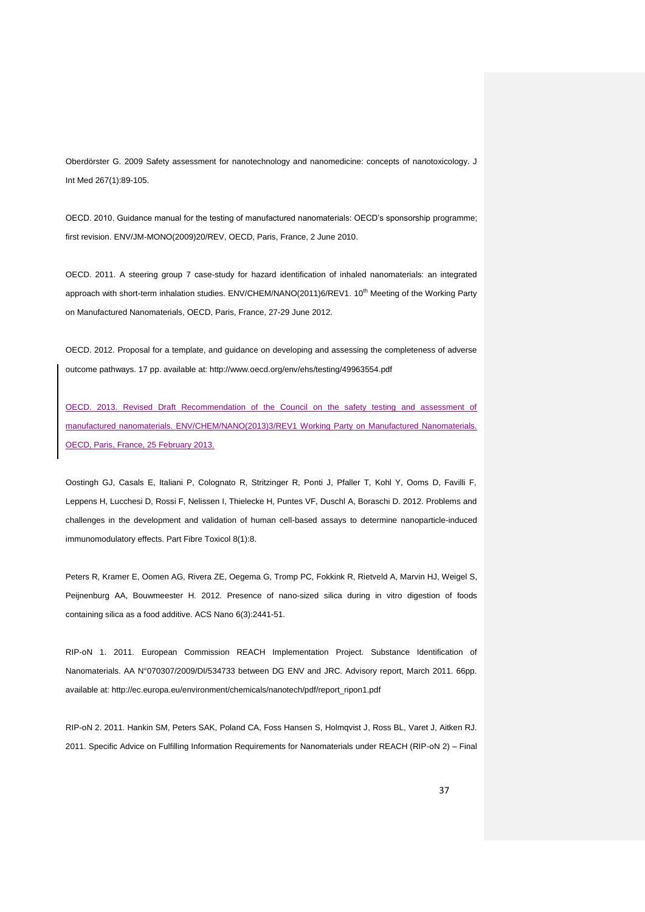Oberdörster G. 2009 Safety assessment for nanotechnology and nanomedicine: concepts of nanotoxicology. J Int Med 267(1):89-105.

OECD. 2010. Guidance manual for the testing of manufactured nanomaterials: OECD's sponsorship programme; first revision. ENV/JM-MONO(2009)20/REV, OECD, Paris, France, 2 June 2010.

OECD. 2011. A steering group 7 case-study for hazard identification of inhaled nanomaterials: an integrated approach with short-term inhalation studies. ENV/CHEM/NANO(2011)6/REV1. 10th Meeting of the Working Party on Manufactured Nanomaterials, OECD, Paris, France, 27-29 June 2012.

OECD. 2012. Proposal for a template, and guidance on developing and assessing the completeness of adverse outcome pathways. 17 pp. available at: http://www.oecd.org/env/ehs/testing/49963554.pdf

OECD. 2013. Revised Draft Recommendation of the Council on the safety testing and assessment of manufactured nanomaterials. ENV/CHEM/NANO(2013)3/REV1 Working Party on Manufactured Nanomaterials. OECD, Paris, France, 25 February 2013.

Oostingh GJ, Casals E, Italiani P, Colognato R, Stritzinger R, Ponti J, Pfaller T, Kohl Y, Ooms D, Favilli F, Leppens H, Lucchesi D, Rossi F, Nelissen I, Thielecke H, Puntes VF, Duschl A, Boraschi D. 2012. Problems and challenges in the development and validation of human cell-based assays to determine nanoparticle-induced immunomodulatory effects. Part Fibre Toxicol 8(1):8.

Peters R, Kramer E, Oomen AG, Rivera ZE, Oegema G, Tromp PC, Fokkink R, Rietveld A, Marvin HJ, Weigel S, Peijnenburg AA, Bouwmeester H. 2012. Presence of nano-sized silica during in vitro digestion of foods containing silica as a food additive. ACS Nano 6(3):2441-51.

RIP-oN 1. 2011. European Commission REACH Implementation Project. Substance Identification of Nanomaterials. AA N°070307/2009/DI/534733 between DG ENV and JRC. Advisory report, March 2011. 66pp. available at: http://ec.europa.eu/environment/chemicals/nanotech/pdf/report_ripon1.pdf

RIP-oN 2. 2011. Hankin SM, Peters SAK, Poland CA, Foss Hansen S, Holmqvist J, Ross BL, Varet J, Aitken RJ. 2011. Specific Advice on Fulfilling Information Requirements for Nanomaterials under REACH (RIP-oN 2) – Final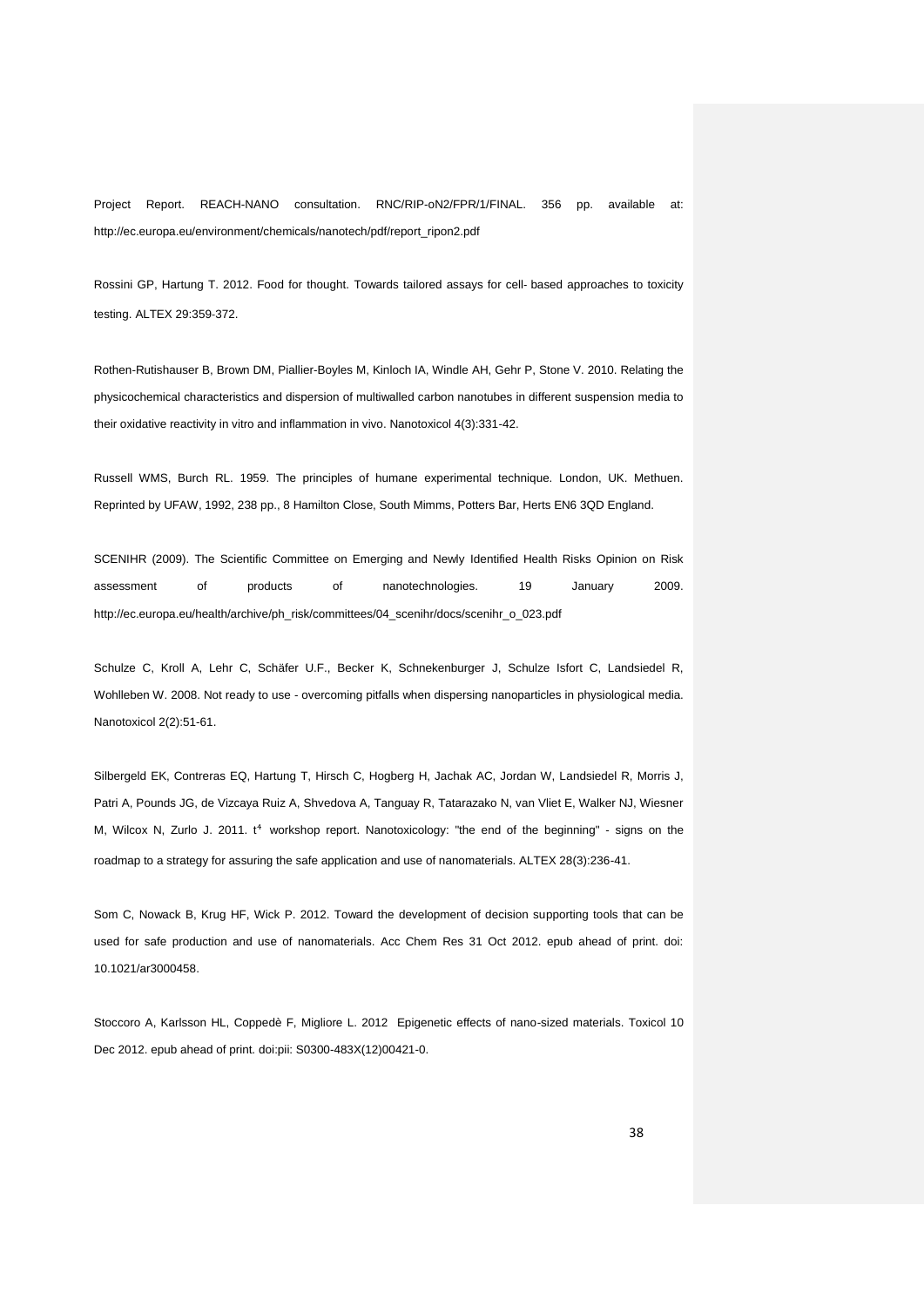Project Report. REACH-NANO consultation. RNC/RIP-oN2/FPR/1/FINAL. 356 pp. available at: http://ec.europa.eu/environment/chemicals/nanotech/pdf/report_ripon2.pdf

Rossini GP, Hartung T. 2012. Food for thought. Towards tailored assays for cell- based approaches to toxicity testing. ALTEX 29:359-372.

Rothen-Rutishauser B, Brown DM, Piallier-Boyles M, Kinloch IA, Windle AH, Gehr P, Stone V. 2010. Relating the physicochemical characteristics and dispersion of multiwalled carbon nanotubes in different suspension media to their oxidative reactivity in vitro and inflammation in vivo. Nanotoxicol 4(3):331-42.

Russell WMS, Burch RL. 1959. The principles of humane experimental technique. London, UK. Methuen. Reprinted by UFAW, 1992, 238 pp., 8 Hamilton Close, South Mimms, Potters Bar, Herts EN6 3QD England.

SCENIHR (2009). The Scientific Committee on Emerging and Newly Identified Health Risks Opinion on Risk assessment of products of nanotechnologies. 19 January 2009. http://ec.europa.eu/health/archive/ph_risk/committees/04_scenihr/docs/scenihr_o_023.pdf

Schulze C, Kroll A, Lehr C, Schäfer U.F., Becker K, Schnekenburger J, Schulze Isfort C, Landsiedel R, Wohlleben W. 2008. Not ready to use - overcoming pitfalls when dispersing nanoparticles in physiological media. Nanotoxicol 2(2):51-61.

Silbergeld EK, Contreras EQ, Hartung T, Hirsch C, Hogberg H, Jachak AC, Jordan W, Landsiedel R, Morris J, Patri A, Pounds JG, de Vizcaya Ruiz A, Shvedova A, Tanguay R, Tatarazako N, van Vliet E, Walker NJ, Wiesner M, Wilcox N, Zurlo J. 2011. t[4] workshop report. Nanotoxicology: "the end of the beginning" - signs on the roadmap to a strategy for assuring the safe application and use of nanomaterials. ALTEX 28(3):236-41.

Som C, Nowack B, Krug HF, Wick P. 2012. Toward the development of decision supporting tools that can be used for safe production and use of nanomaterials. Acc Chem Res 31 Oct 2012. epub ahead of print. doi: 10.1021/ar3000458.

Stoccoro A, Karlsson HL, Coppedè F, Migliore L. 2012 Epigenetic effects of nano-sized materials. Toxicol 10 Dec 2012. epub ahead of print. doi:pii: S0300-483X(12)00421-0.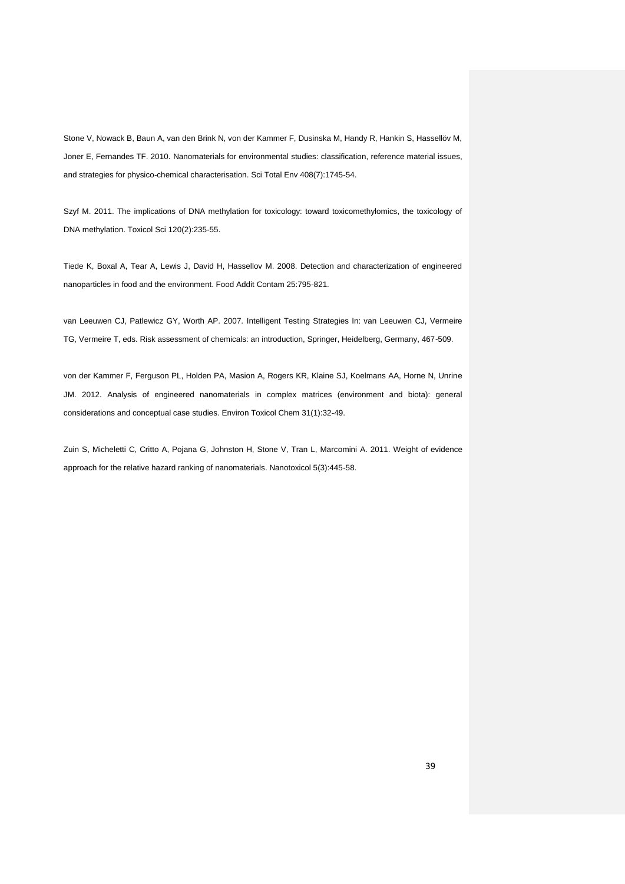Stone V, Nowack B, Baun A, van den Brink N, von der Kammer F, Dusinska M, Handy R, Hankin S, Hassellöv M, Joner E, Fernandes TF. 2010. Nanomaterials for environmental studies: classification, reference material issues, and strategies for physico-chemical characterisation. Sci Total Env 408(7):1745-54.

Szyf M. 2011. The implications of DNA methylation for toxicology: toward toxicomethylomics, the toxicology of DNA methylation. Toxicol Sci 120(2):235-55.

Tiede K, Boxal A, Tear A, Lewis J, David H, Hassellov M. 2008. Detection and characterization of engineered nanoparticles in food and the environment. Food Addit Contam 25:795-821.

van Leeuwen CJ, Patlewicz GY, Worth AP. 2007. Intelligent Testing Strategies In: van Leeuwen CJ, Vermeire TG, Vermeire T, eds. Risk assessment of chemicals: an introduction, Springer, Heidelberg, Germany, 467-509.

von der Kammer F, Ferguson PL, Holden PA, Masion A, Rogers KR, Klaine SJ, Koelmans AA, Horne N, Unrine JM. 2012. Analysis of engineered nanomaterials in complex matrices (environment and biota): general considerations and conceptual case studies. Environ Toxicol Chem 31(1):32-49.

Zuin S, Micheletti C, Critto A, Pojana G, Johnston H, Stone V, Tran L, Marcomini A. 2011. Weight of evidence approach for the relative hazard ranking of nanomaterials. Nanotoxicol 5(3):445-58.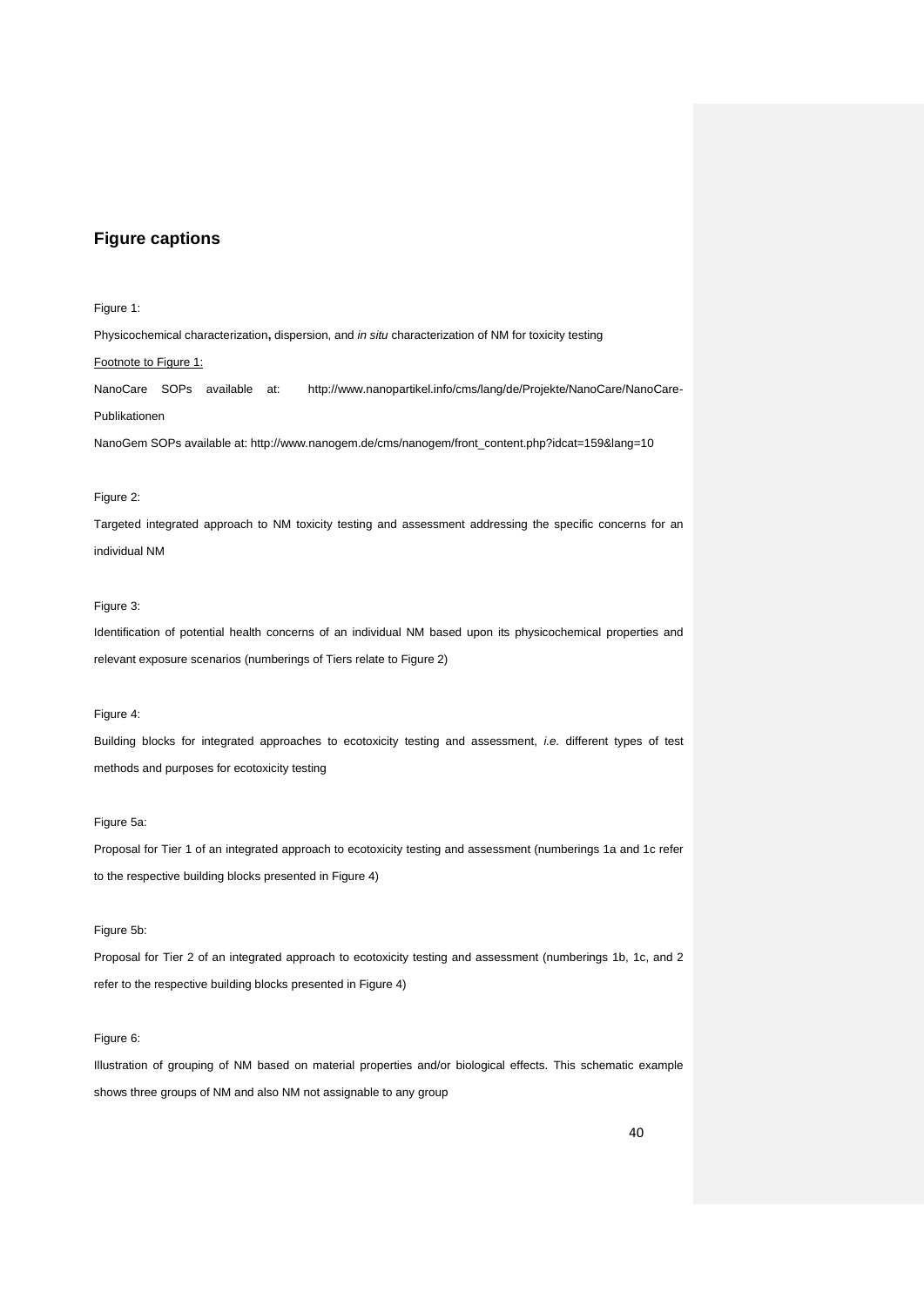## Figure captions

Figure 1:

Physicochemical characterization**,** dispersion, and *in situ* characterization of NM for toxicity testing

Footnote to Figure 1:

NanoCare SOPs available at: http://www.nanopartikel.info/cms/lang/de/Projekte/NanoCare/NanoCare-Publikationen

NanoGem SOPs available at: http://www.nanogem.de/cms/nanogem/front_content.php?idcat=159&lang=10

Figure 2:

Targeted integrated approach to NM toxicity testing and assessment addressing the specific concerns for an individual NM

Figure 3:

Identification of potential health concerns of an individual NM based upon its physicochemical properties and relevant exposure scenarios (numberings of Tiers relate to Figure 2)

Figure 4:

Building blocks for integrated approaches to ecotoxicity testing and assessment, *i.e.* different types of test methods and purposes for ecotoxicity testing

Figure 5a:

Proposal for Tier 1 of an integrated approach to ecotoxicity testing and assessment (numberings 1a and 1c refer to the respective building blocks presented in Figure 4)

Figure 5b:

Proposal for Tier 2 of an integrated approach to ecotoxicity testing and assessment (numberings 1b, 1c, and 2 refer to the respective building blocks presented in Figure 4)

Figure 6:

Illustration of grouping of NM based on material properties and/or biological effects. This schematic example shows three groups of NM and also NM not assignable to any group